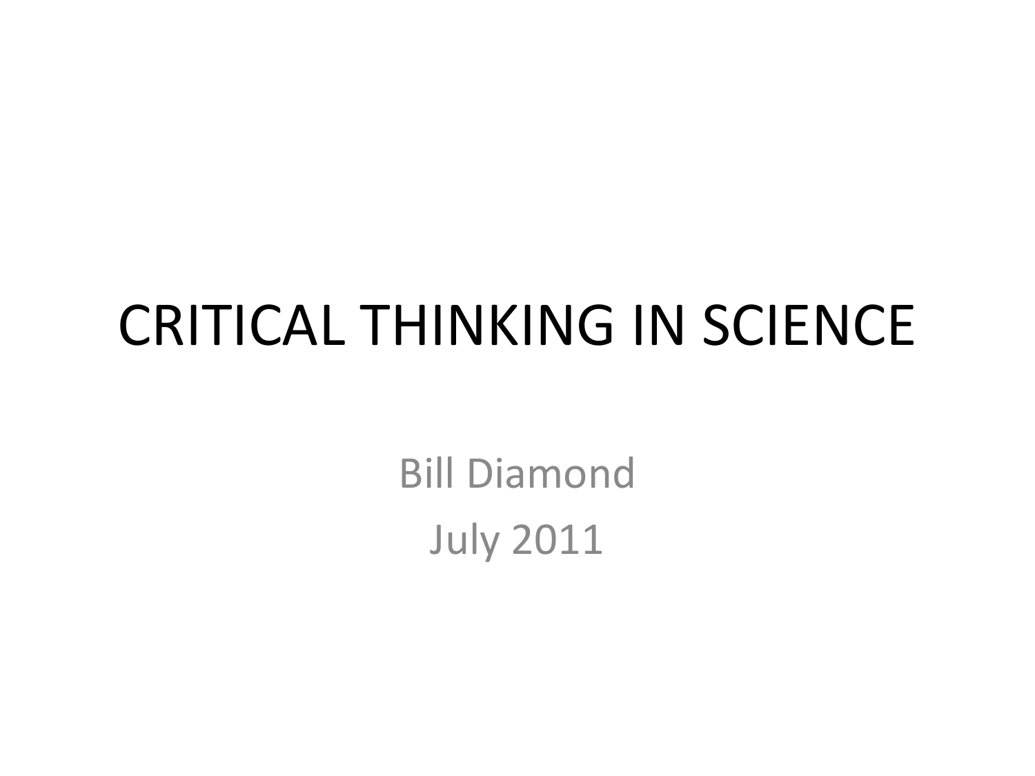# CRITICAL THINKING IN SCIENCE

Bill Diamond

July 2011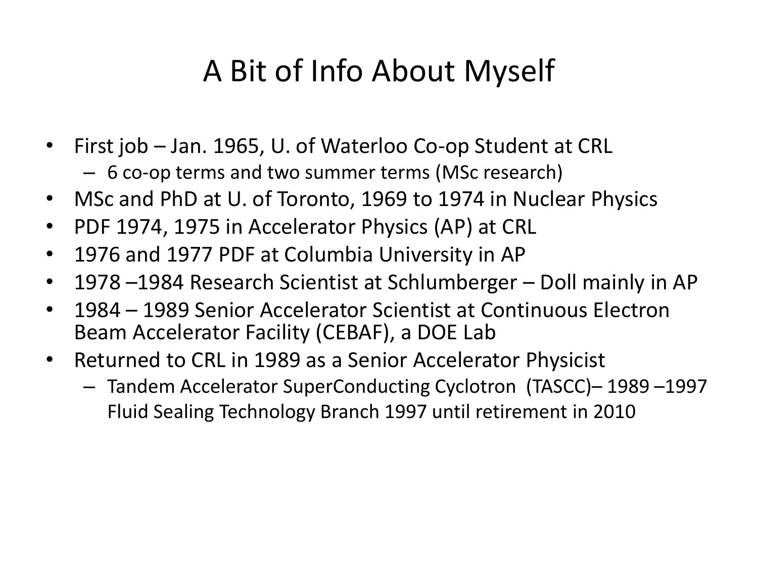# A Bit of Info About Myself

- First job – Jan. 1965, U. of Waterloo Co-op Student at CRL
  - 6 co-op terms and two summer terms (MSc research)
- MSc and PhD at U. of Toronto, 1969 to 1974 in Nuclear Physics
- PDF 1974, 1975 in Accelerator Physics (AP) at CRL
- 1976 and 1977 PDF at Columbia University in AP
- 1978 –1984 Research Scientist at Schlumberger – Doll mainly in AP
- 1984 – 1989 Senior Accelerator Scientist at Continuous Electron Beam Accelerator Facility (CEBAF), a DOE Lab
- Returned to CRL in 1989 as a Senior Accelerator Physicist
  - Tandem Accelerator SuperConducting Cyclotron (TASCC)– 1989 –1997 Fluid Sealing Technology Branch 1997 until retirement in 2010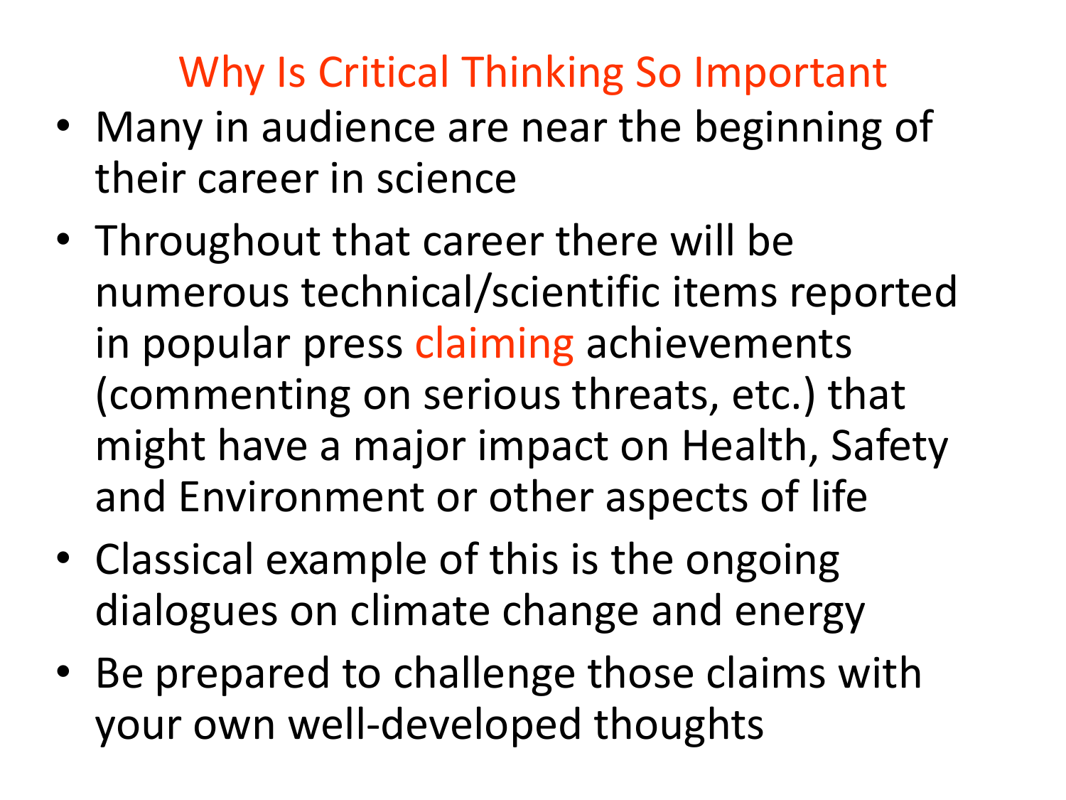# Why Is Critical Thinking So Important

- Many in audience are near the beginning of their career in science
- Throughout that career there will be numerous technical/scientific items reported in popular press claiming achievements (commenting on serious threats, etc.) that might have a major impact on Health, Safety and Environment or other aspects of life
- Classical example of this is the ongoing dialogues on climate change and energy
- Be prepared to challenge those claims with your own well-developed thoughts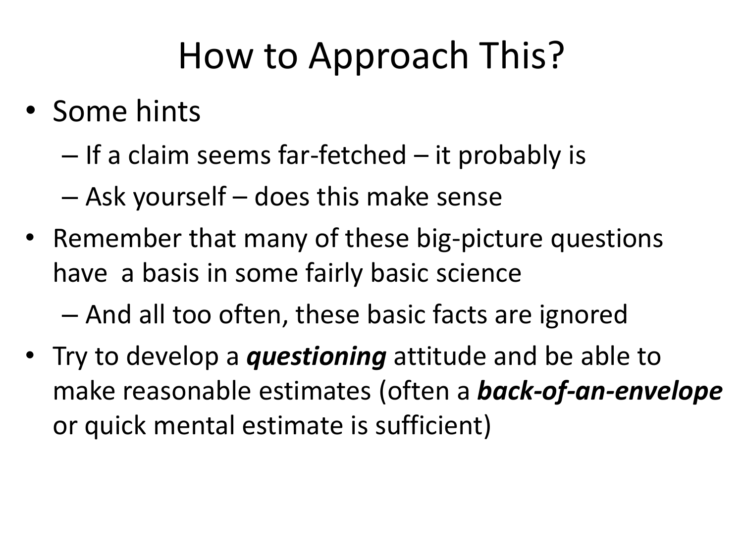# How to Approach This?

- Some hints
  - If a claim seems far-fetched – it probably is
  - Ask yourself – does this make sense
- Remember that many of these big-picture questions have a basis in some fairly basic science
  - And all too often, these basic facts are ignored
- Try to develop a ***questioning*** attitude and be able to make reasonable estimates (often a ***back-of-an-envelope*** or quick mental estimate is sufficient)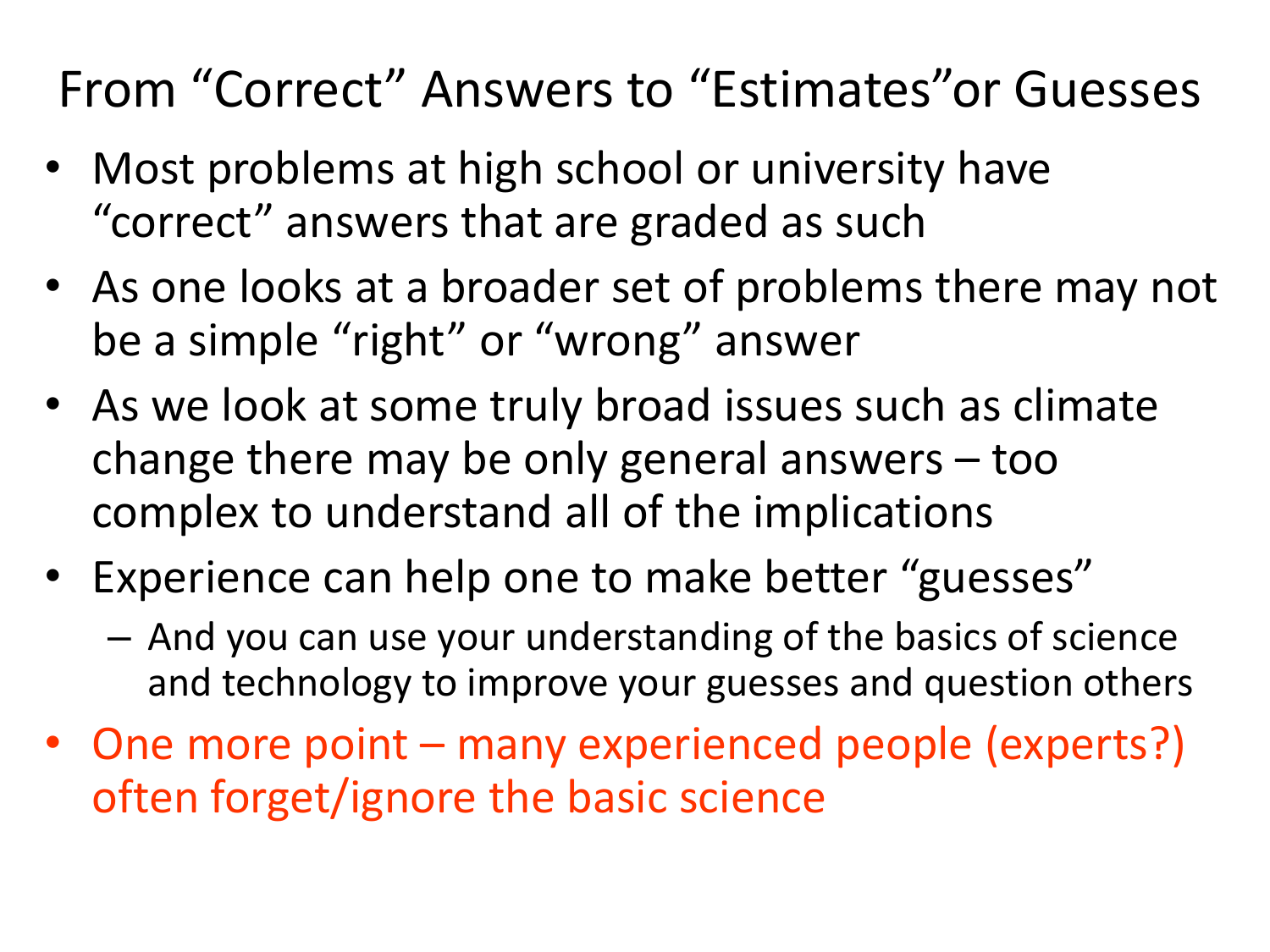# From "Correct" Answers to "Estimates"or Guesses

- Most problems at high school or university have "correct" answers that are graded as such
- As one looks at a broader set of problems there may not be a simple "right" or "wrong" answer
- As we look at some truly broad issues such as climate change there may be only general answers – too complex to understand all of the implications
- Experience can help one to make better "guesses"
  - And you can use your understanding of the basics of science and technology to improve your guesses and question others
- One more point – many experienced people (experts?) often forget/ignore the basic science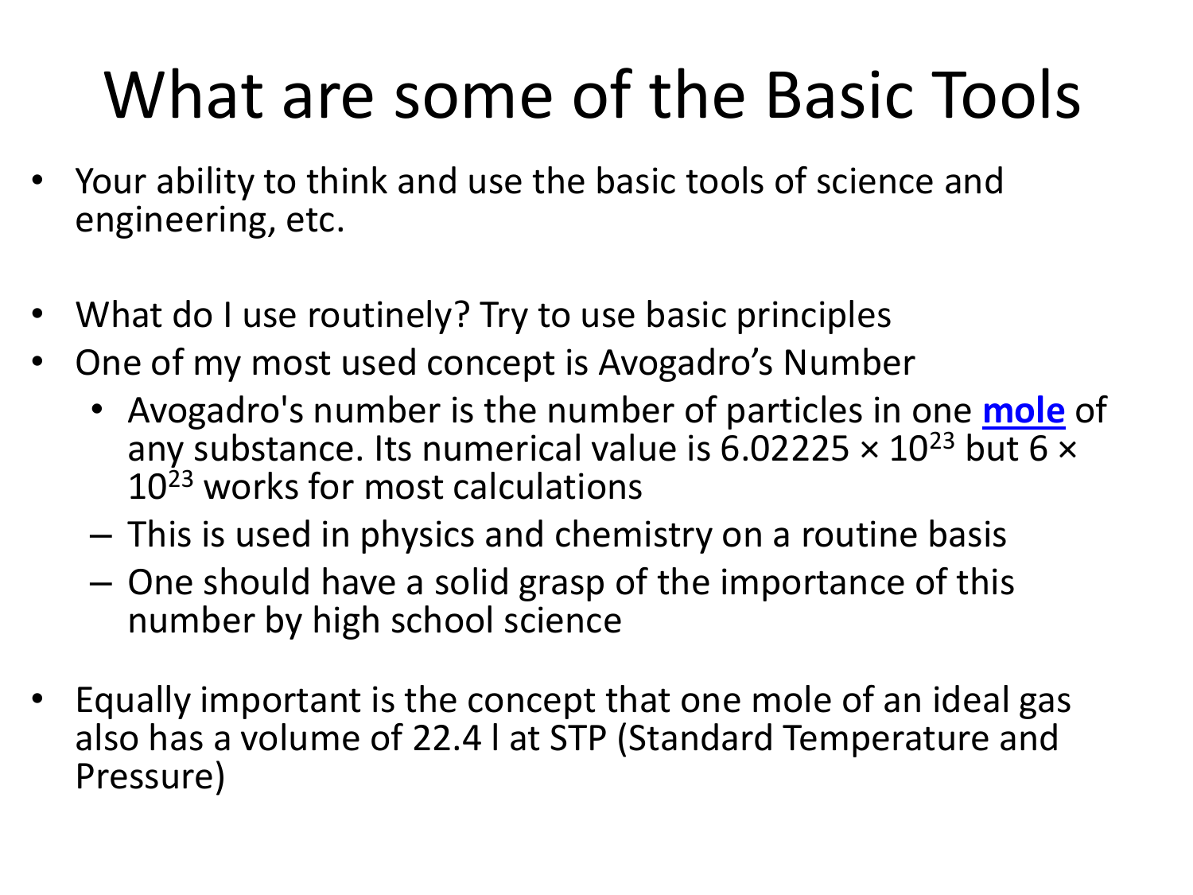# What are some of the Basic Tools

- Your ability to think and use the basic tools of science and engineering, etc.

- What do I use routinely? Try to use basic principles
- One of my most used concept is Avogadro's Number
  - Avogadro's number is the number of particles in one **mole** of any substance. Its numerical value is $6.02225 \times 10^{23}$ but $6 \times 10^{23}$ works for most calculations
  - This is used in physics and chemistry on a routine basis
  - One should have a solid grasp of the importance of this number by high school science

- Equally important is the concept that one mole of an ideal gas also has a volume of 22.4 l at STP (Standard Temperature and Pressure)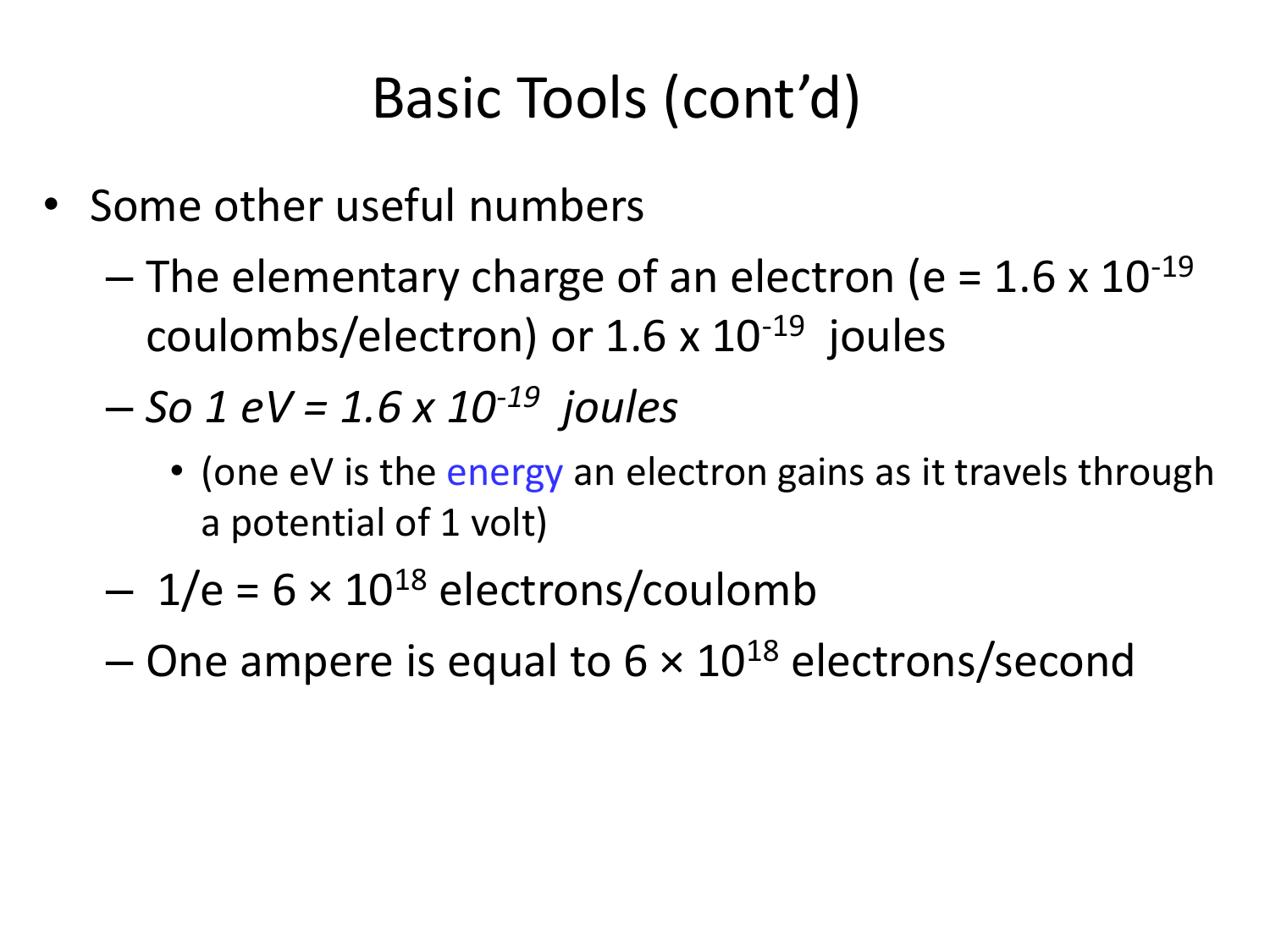# Basic Tools (cont'd)

- Some other useful numbers
  - The elementary charge of an electron ($e = 1.6 \times 10^{-19}$ coulombs/electron) or $1.6 \times 10^{-19}$ joules
  - *So 1 eV = $1.6 \times 10^{-19}$ joules*
    - (one eV is the energy an electron gains as it travels through a potential of 1 volt)
  - $1/e = 6 \times 10^{18}$ electrons/coulomb
  - One ampere is equal to $6 \times 10^{18}$ electrons/second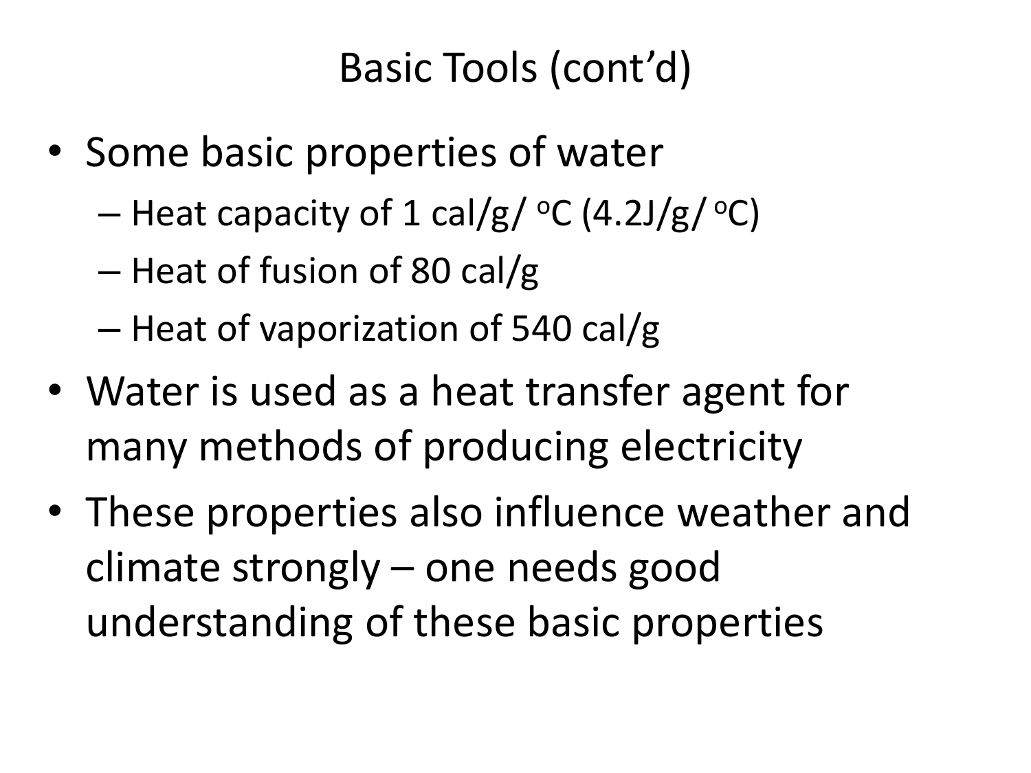# Basic Tools (cont'd)

- Some basic properties of water
  - Heat capacity of 1 cal/g/ $^{o}$C (4.2J/g/ $^{o}$C)
  - Heat of fusion of 80 cal/g
  - Heat of vaporization of 540 cal/g
- Water is used as a heat transfer agent for many methods of producing electricity
- These properties also influence weather and climate strongly – one needs good understanding of these basic properties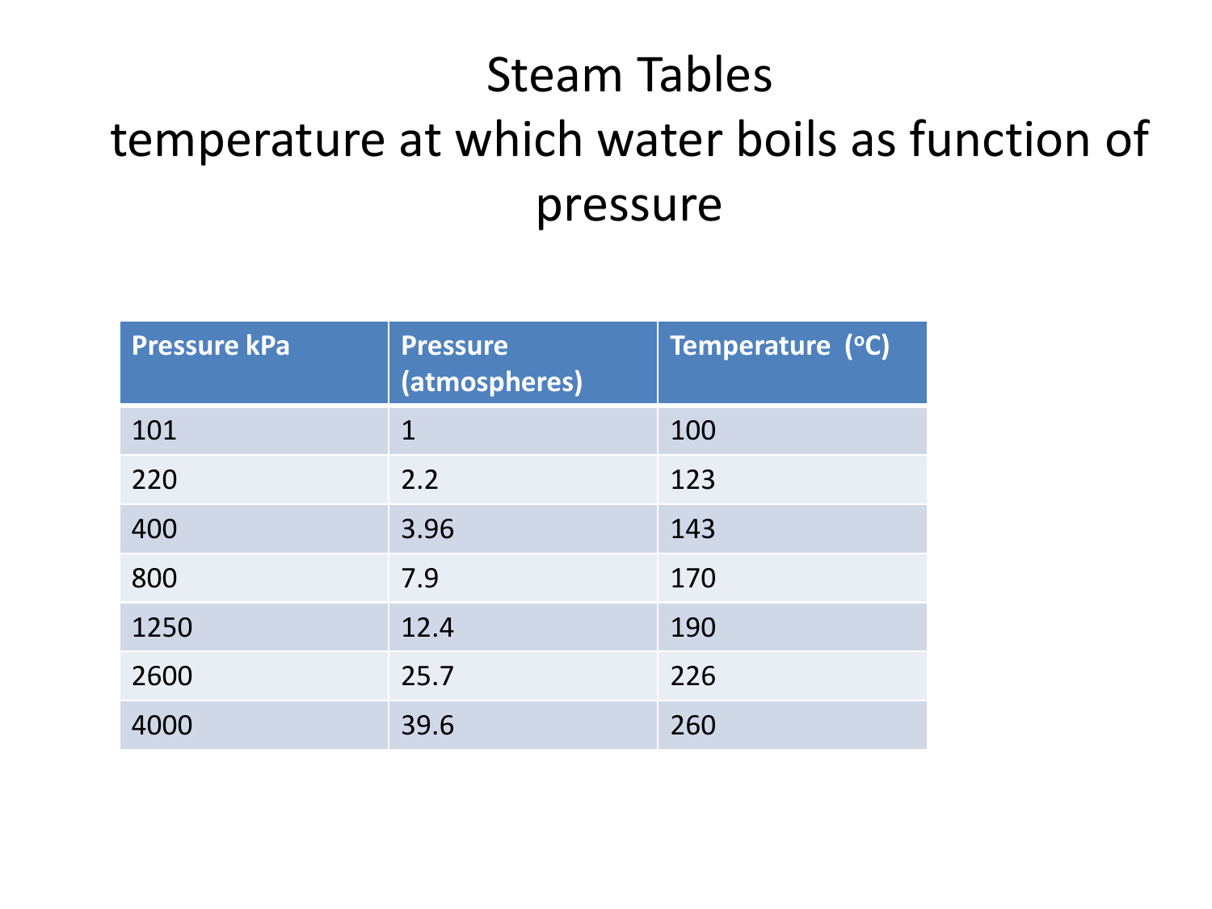# Steam Tables

## temperature at which water boils as function of pressure

| Pressure kPa | Pressure (atmospheres) | Temperature ($^oC$) |
|---|---|---|
| 101 | 1 | 100 |
| 220 | 2.2 | 123 |
| 400 | 3.96 | 143 |
| 800 | 7.9 | 170 |
| 1250 | 12.4 | 190 |
| 2600 | 25.7 | 226 |
| 4000 | 39.6 | 260 |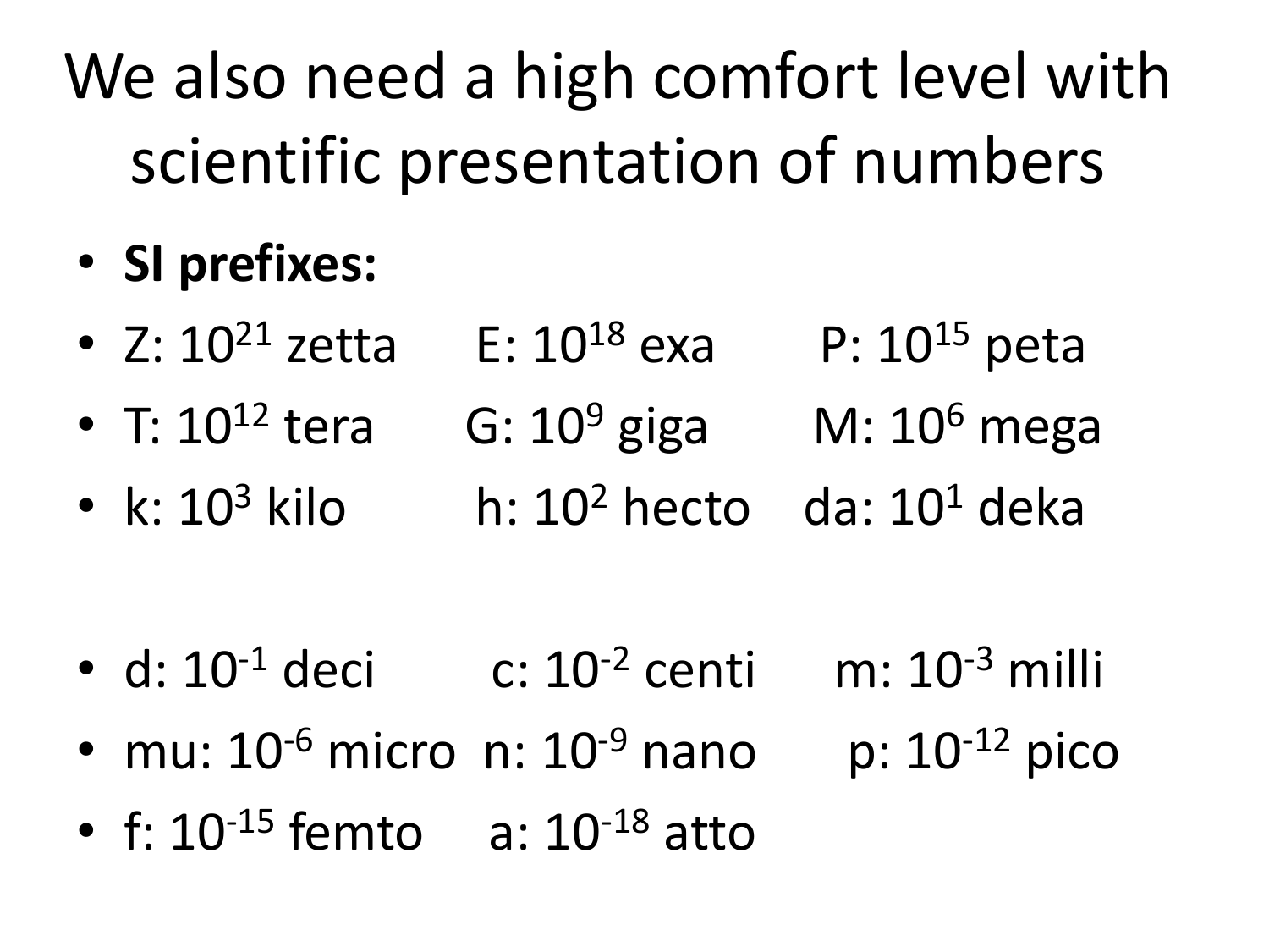# We also need a high comfort level with scientific presentation of numbers

- **SI prefixes:**
- Z: $10^{21}$ zetta E: $10^{18}$ exa P: $10^{15}$ peta
- T: $10^{12}$ tera G: $10^{9}$ giga M: $10^{6}$ mega
- k: $10^{3}$ kilo h: $10^{2}$ hecto da: $10^{1}$ deka

- d: $10^{-1}$ deci c: $10^{-2}$ centi m: $10^{-3}$ milli
- mu: $10^{-6}$ micro n: $10^{-9}$ nano p: $10^{-12}$ pico
- f: $10^{-15}$ femto a: $10^{-18}$ atto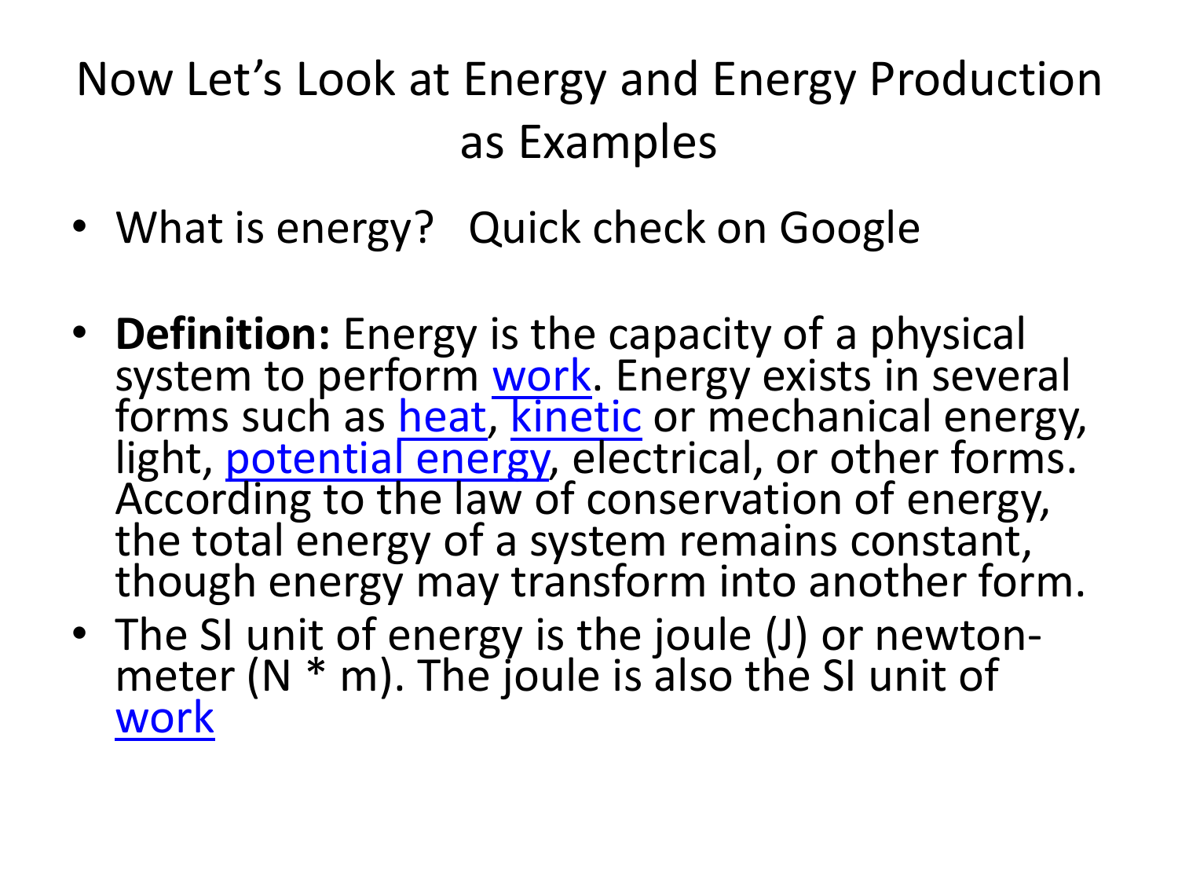# Now Let's Look at Energy and Energy Production as Examples

- What is energy? Quick check on Google

- **Definition:** Energy is the capacity of a physical system to perform work. Energy exists in several forms such as heat, kinetic or mechanical energy, light, potential energy, electrical, or other forms. According to the law of conservation of energy, the total energy of a system remains constant, though energy may transform into another form.
- The SI unit of energy is the joule (J) or newton-meter (N * m). The joule is also the SI unit of work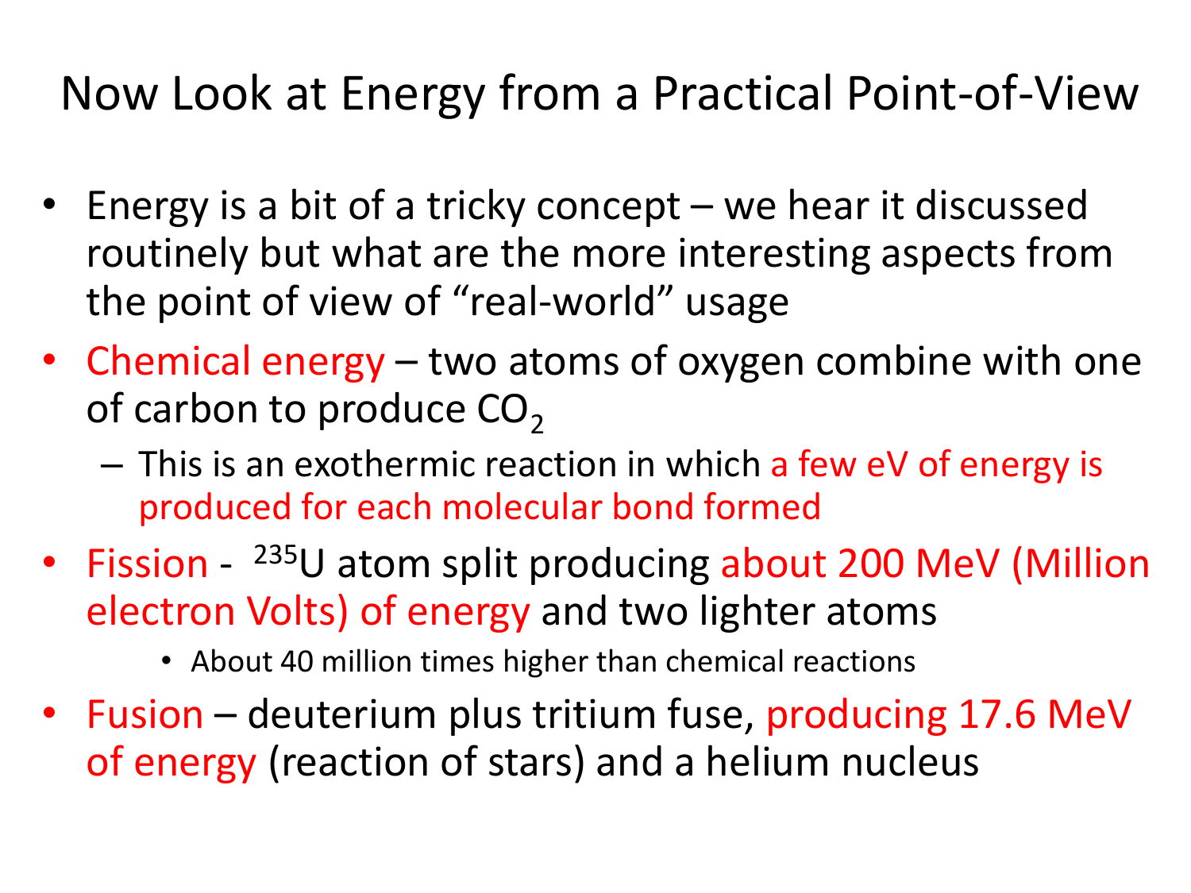# Now Look at Energy from a Practical Point-of-View

- Energy is a bit of a tricky concept – we hear it discussed routinely but what are the more interesting aspects from the point of view of "real-world" usage
- Chemical energy – two atoms of oxygen combine with one of carbon to produce $CO_2$
  - This is an exothermic reaction in which a few eV of energy is produced for each molecular bond formed
- Fission - $^{235}U$ atom split producing about 200 MeV (Million electron Volts) of energy and two lighter atoms
  - About 40 million times higher than chemical reactions
- Fusion – deuterium plus tritium fuse, producing 17.6 MeV of energy (reaction of stars) and a helium nucleus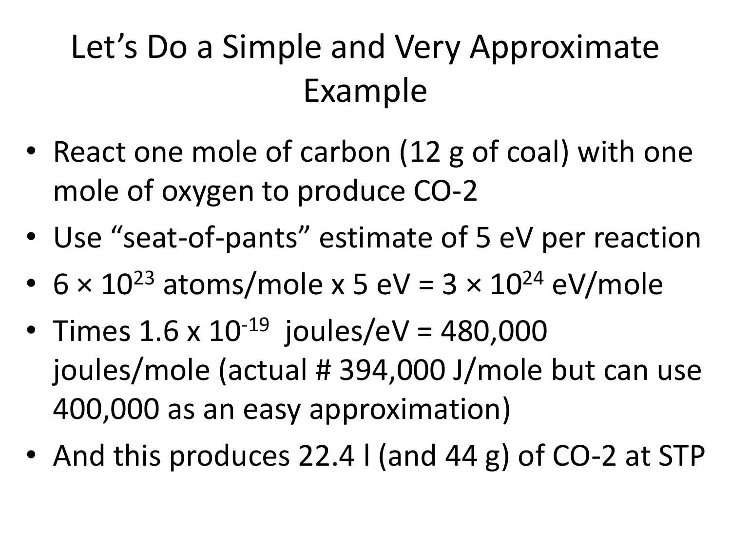# Let's Do a Simple and Very Approximate Example

- React one mole of carbon (12 g of coal) with one mole of oxygen to produce CO-2
- Use "seat-of-pants" estimate of 5 eV per reaction
- $6 \times 10^{23}$ atoms/mole x 5 eV = $3 \times 10^{24}$ eV/mole
- Times $1.6 \times 10^{-19}$ joules/eV = 480,000 joules/mole (actual # 394,000 J/mole but can use 400,000 as an easy approximation)
- And this produces 22.4 l (and 44 g) of CO-2 at STP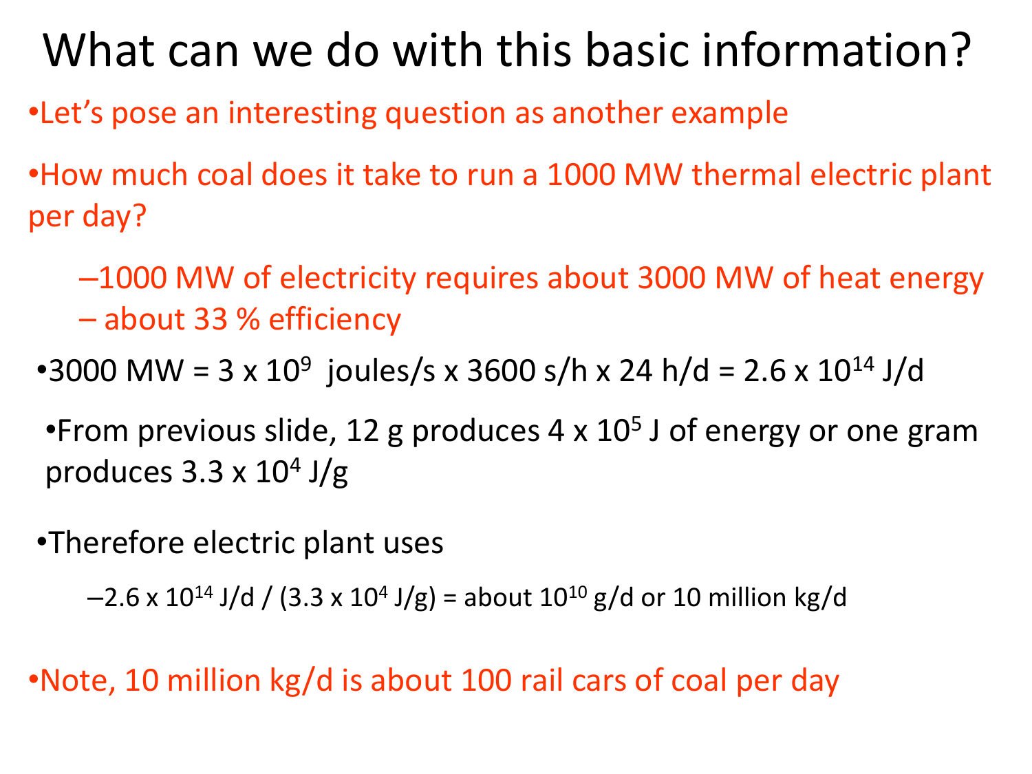# What can we do with this basic information?

- Let's pose an interesting question as another example
- How much coal does it take to run a 1000 MW thermal electric plant per day?
  - 1000 MW of electricity requires about 3000 MW of heat energy
  - about 33 % efficiency
- 3000 MW = $3 \times 10^9$ joules/s x 3600 s/h x 24 h/d = $2.6 \times 10^{14}$ J/d
- From previous slide, 12 g produces $4 \times 10^5$ J of energy or one gram produces $3.3 \times 10^4$ J/g
- Therefore electric plant uses
  - $2.6 \times 10^{14}$ J/d / ($3.3 \times 10^4$ J/g) = about $10^{10}$ g/d or 10 million kg/d
- Note, 10 million kg/d is about 100 rail cars of coal per day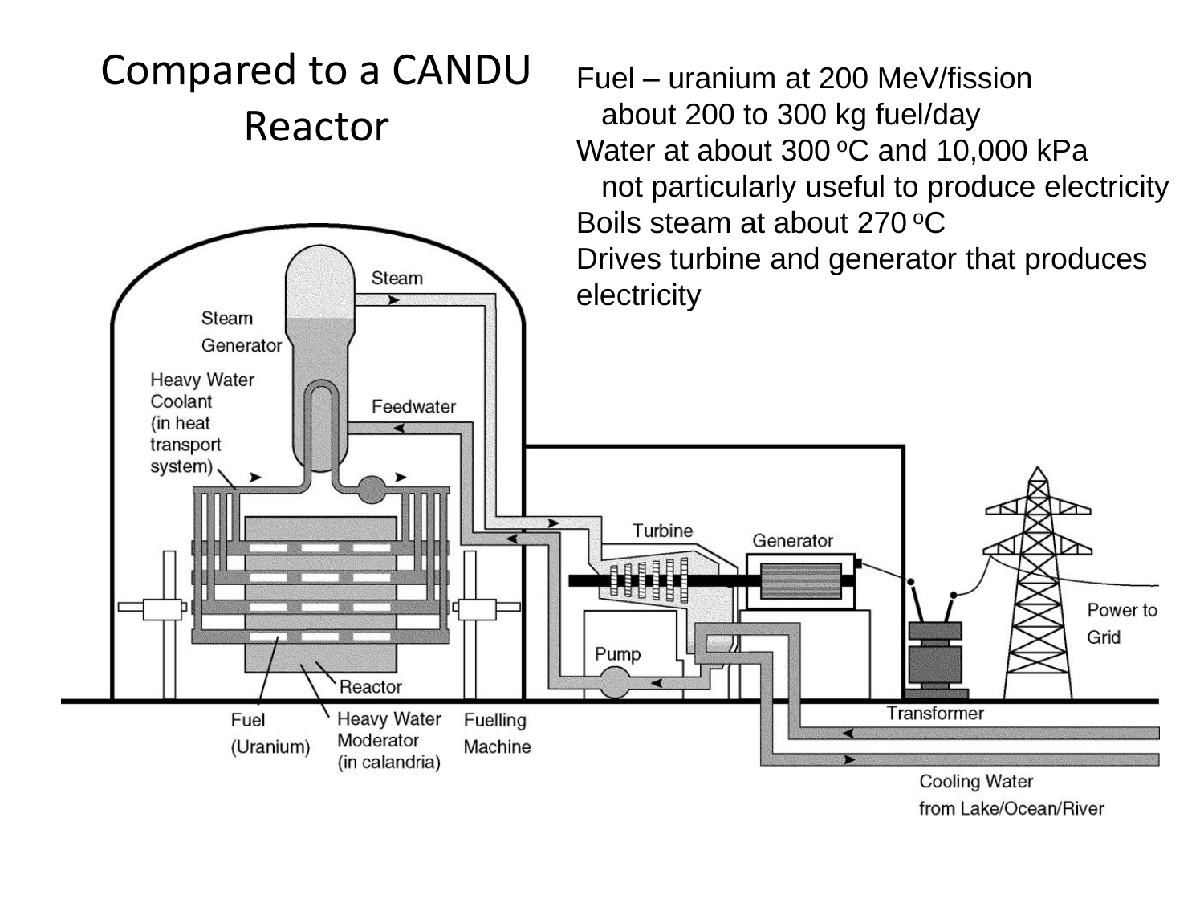# Compared to a CANDU Reactor

Fuel – uranium at 200 MeV/fission
- about 200 to 300 kg fuel/day

Water at about 300 $^{o}$C and 10,000 kPa
- not particularly useful to produce electricity

Boils steam at about 270 $^{o}$C

Drives turbine and generator that produces electricity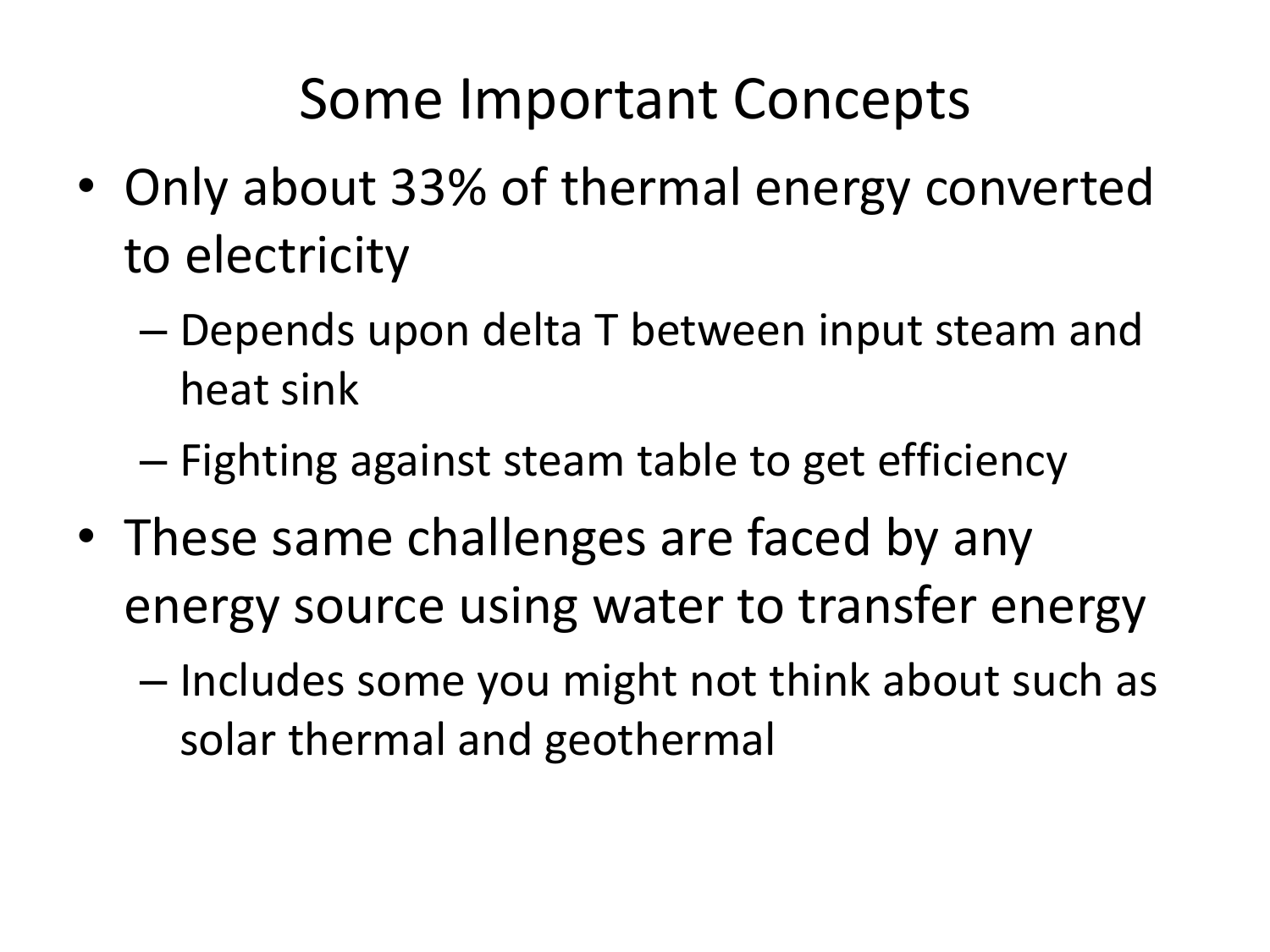# Some Important Concepts

- Only about 33% of thermal energy converted to electricity
  - Depends upon delta T between input steam and heat sink
  - Fighting against steam table to get efficiency
- These same challenges are faced by any energy source using water to transfer energy
  - Includes some you might not think about such as solar thermal and geothermal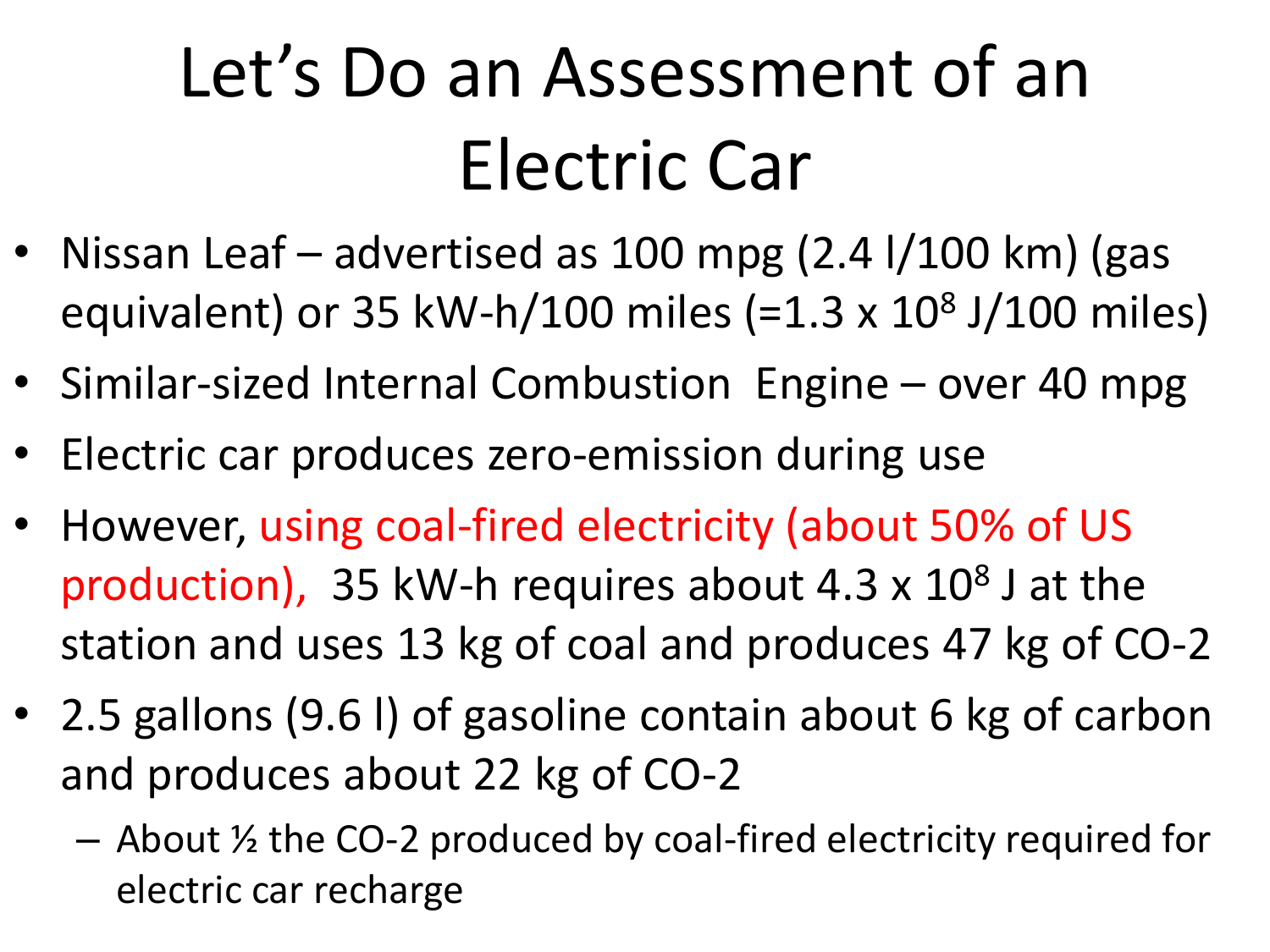# Let's Do an Assessment of an Electric Car

- Nissan Leaf – advertised as 100 mpg (2.4 l/100 km) (gas equivalent) or 35 kW-h/100 miles (=$1.3 \times 10^8$ J/100 miles)
- Similar-sized Internal Combustion Engine – over 40 mpg
- Electric car produces zero-emission during use
- However, using coal-fired electricity (about 50% of US production), 35 kW-h requires about $4.3 \times 10^8$ J at the station and uses 13 kg of coal and produces 47 kg of CO-2
- 2.5 gallons (9.6 l) of gasoline contain about 6 kg of carbon and produces about 22 kg of CO-2
  - About ½ the CO-2 produced by coal-fired electricity required for electric car recharge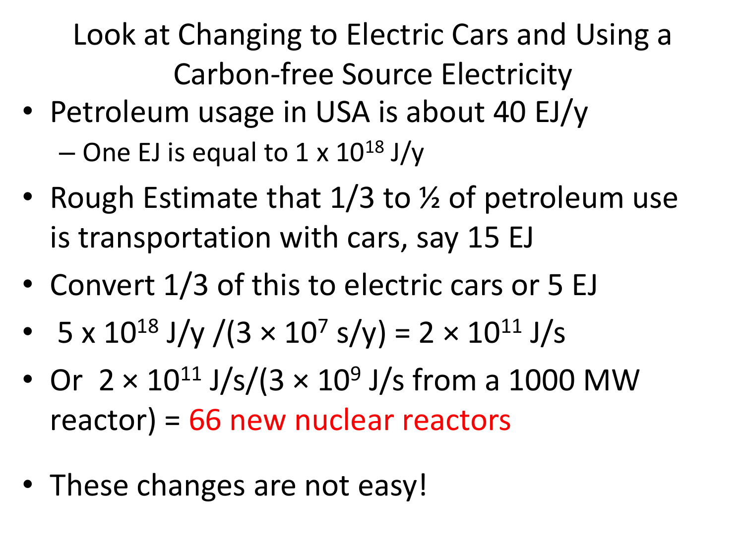# Look at Changing to Electric Cars and Using a Carbon-free Source Electricity

- Petroleum usage in USA is about 40 EJ/y
  - One EJ is equal to $1 \times 10^{18}$ J/y
- Rough Estimate that 1/3 to ½ of petroleum use is transportation with cars, say 15 EJ
- Convert 1/3 of this to electric cars or 5 EJ
- $5 \times 10^{18}$ J/y /($3 \times 10^{7}$ s/y) = $2 \times 10^{11}$ J/s
- Or $2 \times 10^{11}$ J/s/($3 \times 10^{9}$ J/s from a 1000 MW reactor) = 66 new nuclear reactors

- These changes are not easy!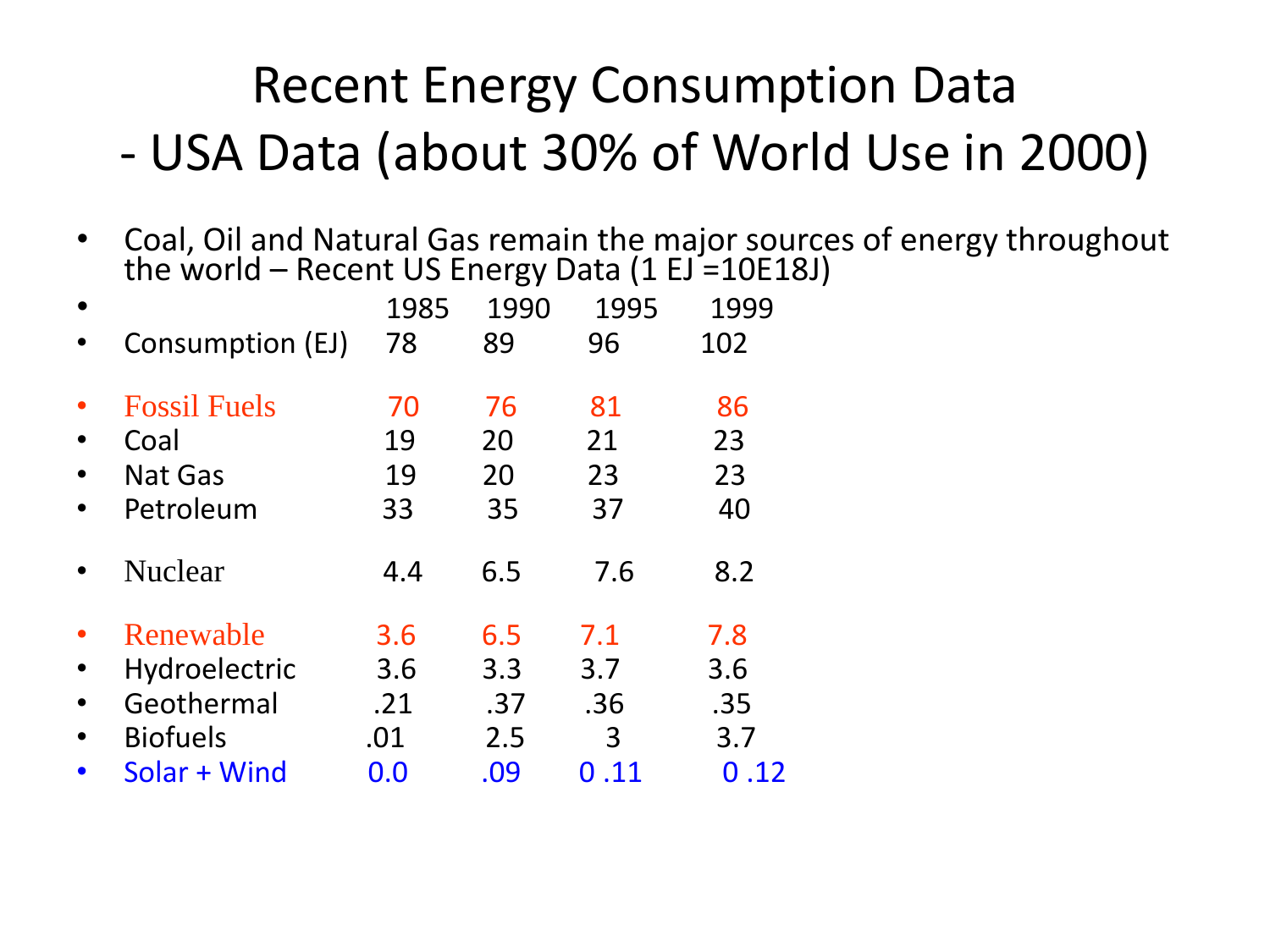# Recent Energy Consumption Data
## - USA Data (about 30% of World Use in 2000)

- Coal, Oil and Natural Gas remain the major sources of energy throughout the world – Recent US Energy Data (1 EJ =10E18J)

| | 1985 | 1990 | 1995 | 1999 |
|---|---|---|---|---|
| Consumption (EJ) | 78 | 89 | 96 | 102 |
| Fossil Fuels | 70 | 76 | 81 | 86 |
| Coal | 19 | 20 | 21 | 23 |
| Nat Gas | 19 | 20 | 23 | 23 |
| Petroleum | 33 | 35 | 37 | 40 |
| Nuclear | 4.4 | 6.5 | 7.6 | 8.2 |
| Renewable | 3.6 | 6.5 | 7.1 | 7.8 |
| Hydroelectric | 3.6 | 3.3 | 3.7 | 3.6 |
| Geothermal | .21 | .37 | .36 | .35 |
| Biofuels | .01 | 2.5 | 3 | 3.7 |
| Solar + Wind | 0.0 | .09 | 0 .11 | 0 .12 |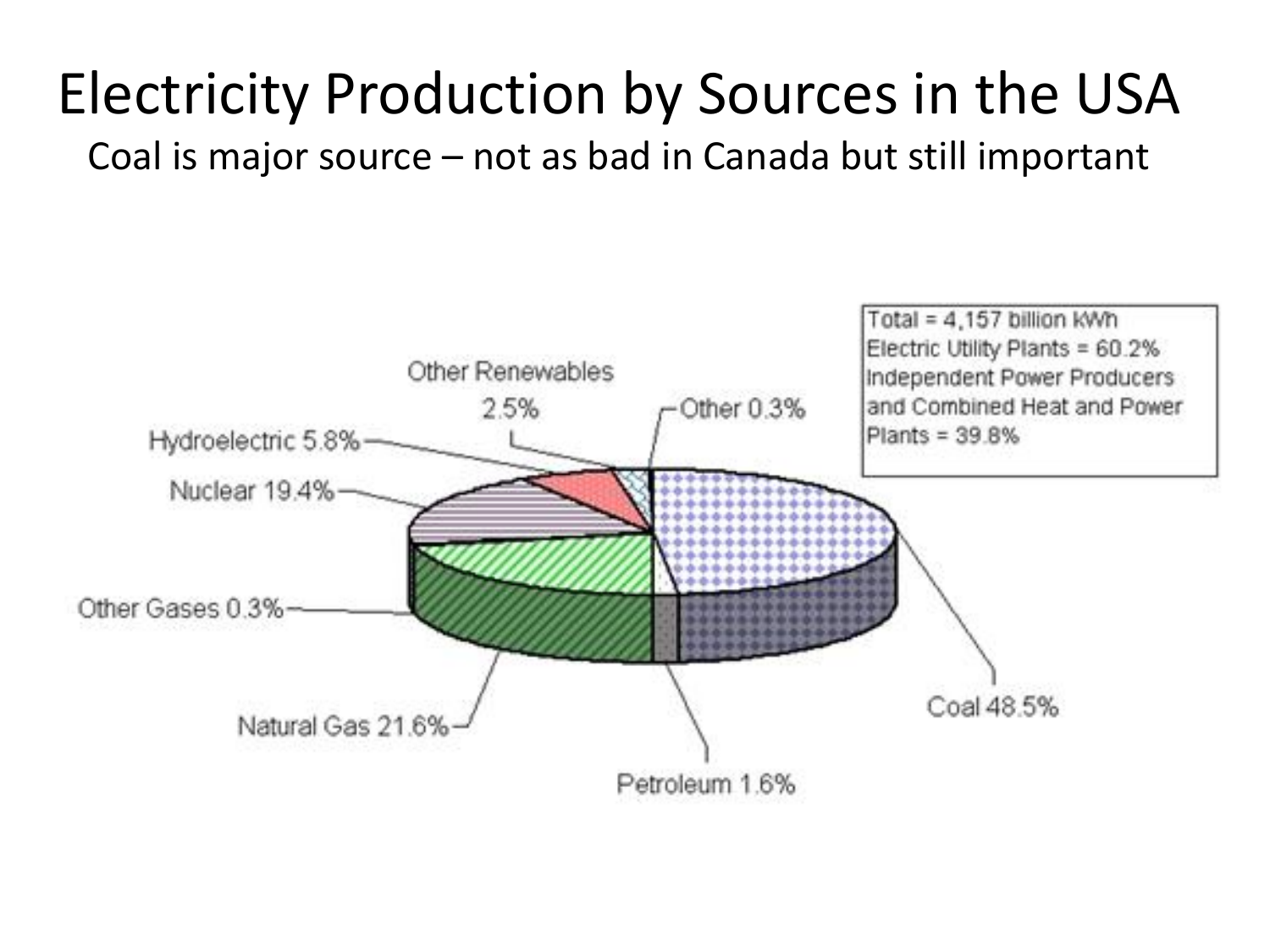# Electricity Production by Sources in the USA

Coal is major source – not as bad in Canada but still important

Total = 4,157 billion kWh
Electric Utility Plants = 60.2%
Independent Power Producers and Combined Heat and Power Plants = 39.8%

Other Renewables 2.5%

Other 0.3%

Hydroelectric 5.8%

Nuclear 19.4%

Other Gases 0.3%

Natural Gas 21.6%

Coal 48.5%

Petroleum 1.6%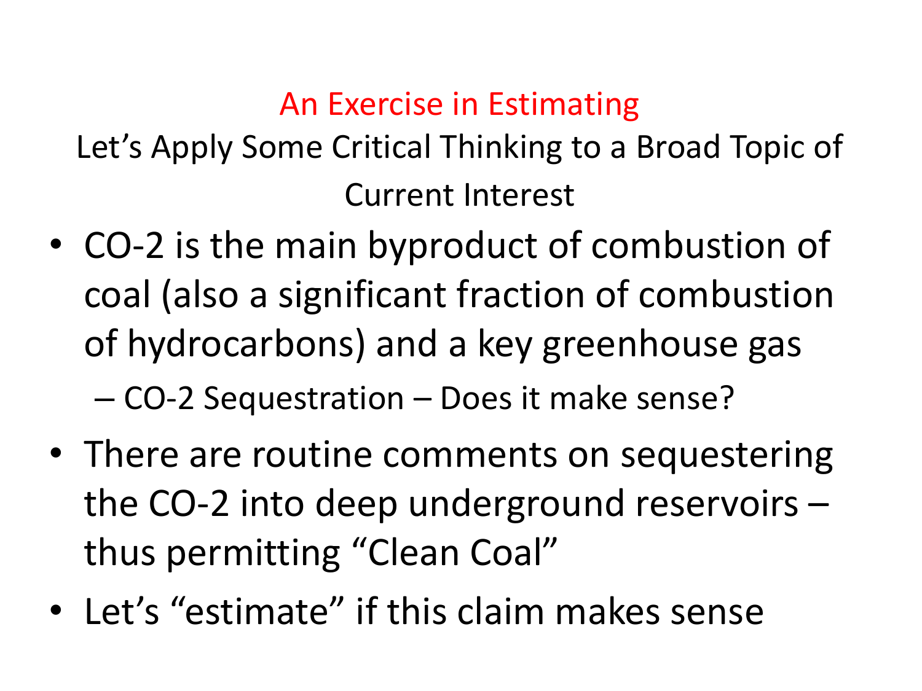# An Exercise in Estimating

Let's Apply Some Critical Thinking to a Broad Topic of Current Interest

- CO-2 is the main byproduct of combustion of coal (also a significant fraction of combustion of hydrocarbons) and a key greenhouse gas
  - CO-2 Sequestration – Does it make sense?
- There are routine comments on sequestering the CO-2 into deep underground reservoirs – thus permitting "Clean Coal"
- Let's "estimate" if this claim makes sense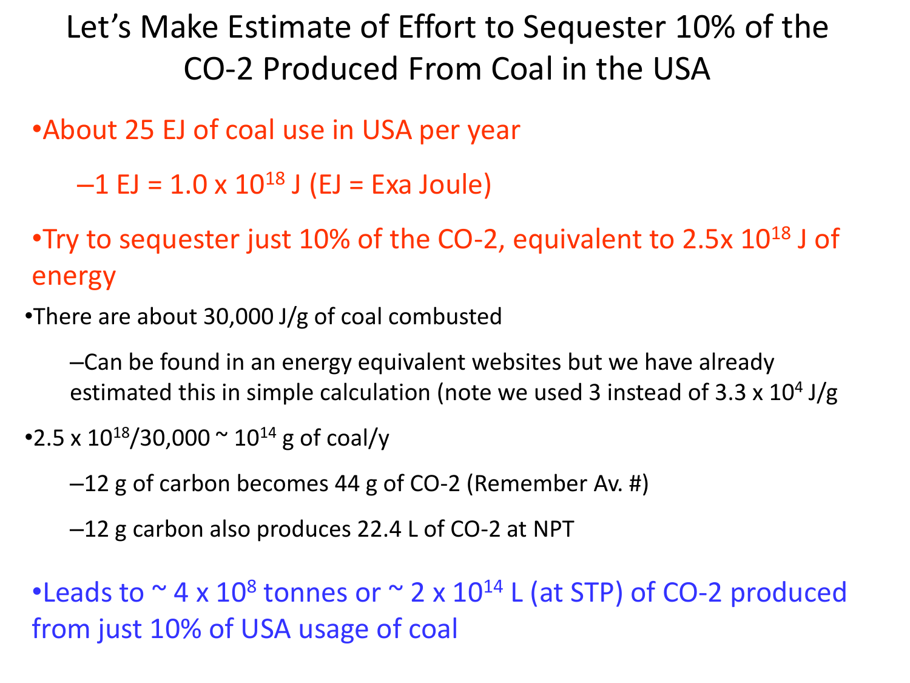# Let's Make Estimate of Effort to Sequester 10% of the CO-2 Produced From Coal in the USA

- About 25 EJ of coal use in USA per year
  - 1 EJ = $1.0 \times 10^{18}$ J (EJ = Exa Joule)
- Try to sequester just 10% of the CO-2, equivalent to $2.5 \times 10^{18}$ J of energy
- There are about 30,000 J/g of coal combusted
  - Can be found in an energy equivalent websites but we have already estimated this in simple calculation (note we used 3 instead of $3.3 \times 10^4$ J/g
- $2.5 \times 10^{18}/30{,}000 \sim 10^{14}$ g of coal/y
  - 12 g of carbon becomes 44 g of CO-2 (Remember Av. #)
  - 12 g carbon also produces 22.4 L of CO-2 at NPT
- Leads to ~ $4 \times 10^8$ tonnes or ~ $2 \times 10^{14}$ L (at STP) of CO-2 produced from just 10% of USA usage of coal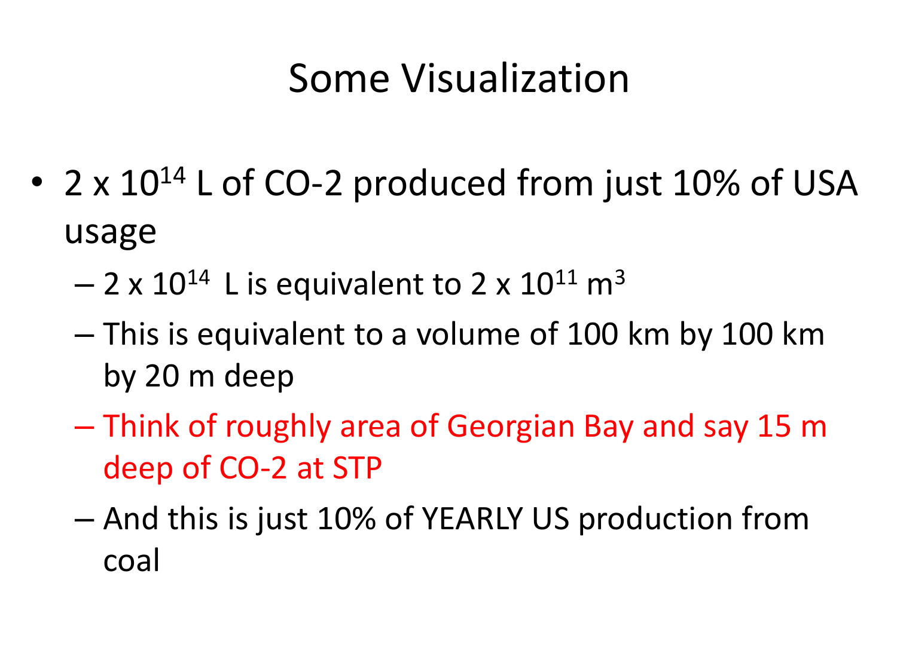# Some Visualization

- $2 \times 10^{14}$ L of CO-2 produced from just 10% of USA usage
  - $2 \times 10^{14}$ L is equivalent to $2 \times 10^{11}$ $m^3$
  - This is equivalent to a volume of 100 km by 100 km by 20 m deep
  - Think of roughly area of Georgian Bay and say 15 m deep of CO-2 at STP
  - And this is just 10% of YEARLY US production from coal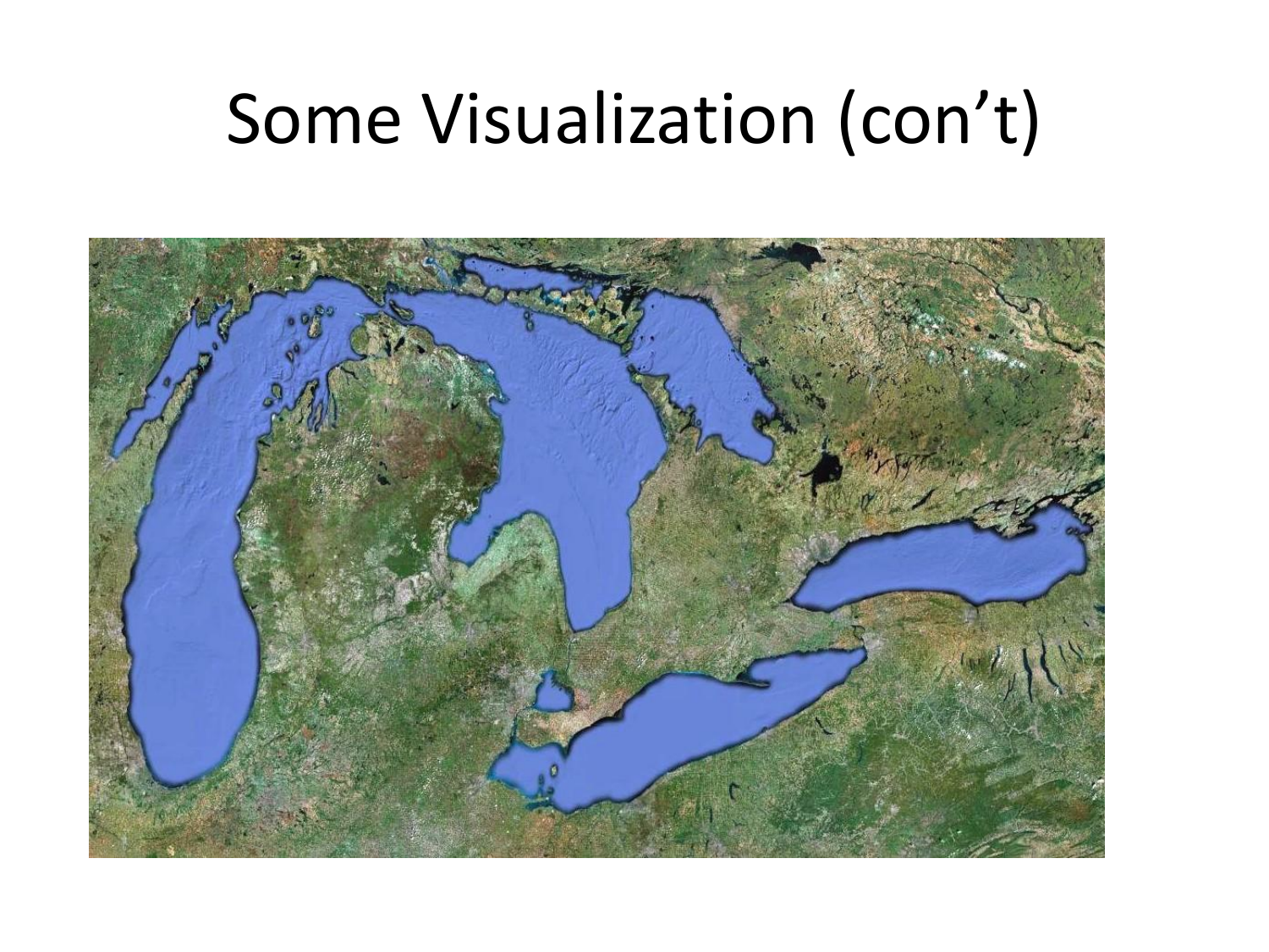# Some Visualization (con't)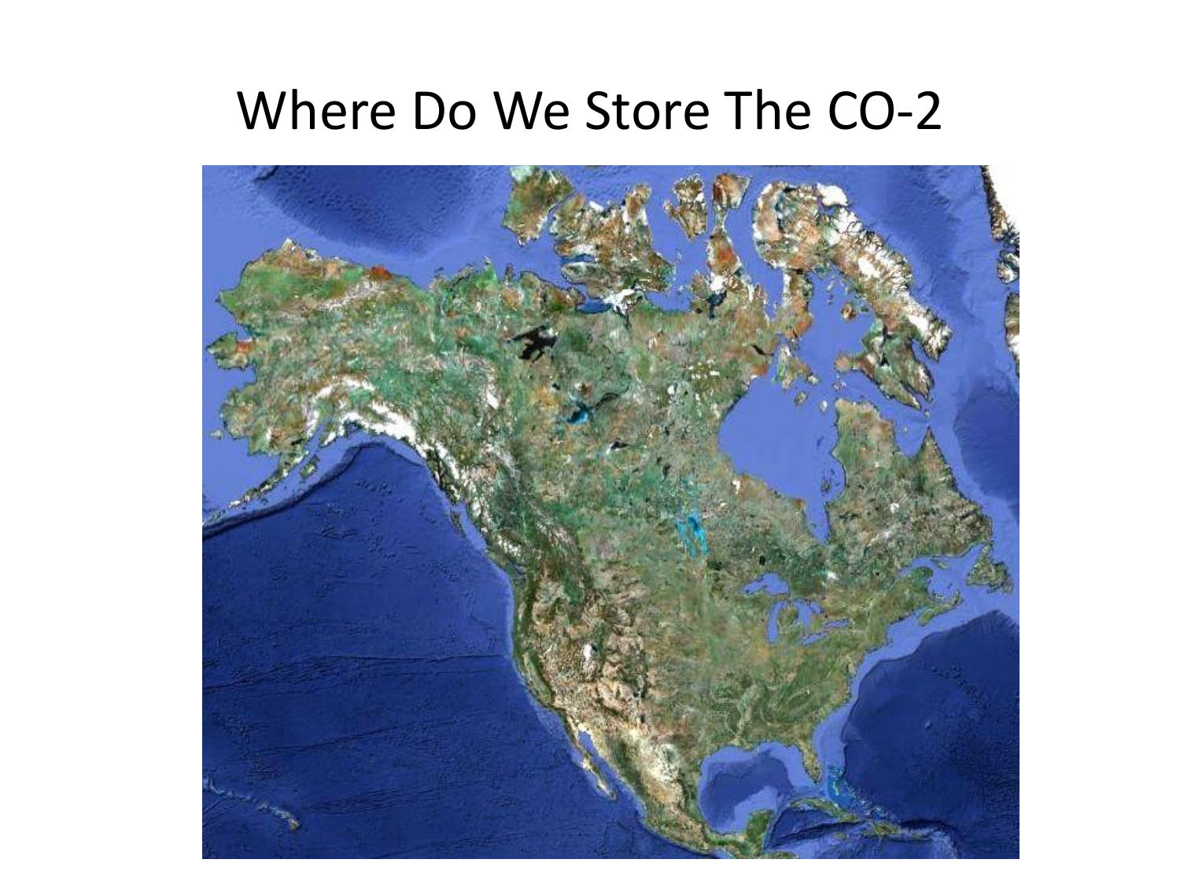# Where Do We Store The CO-2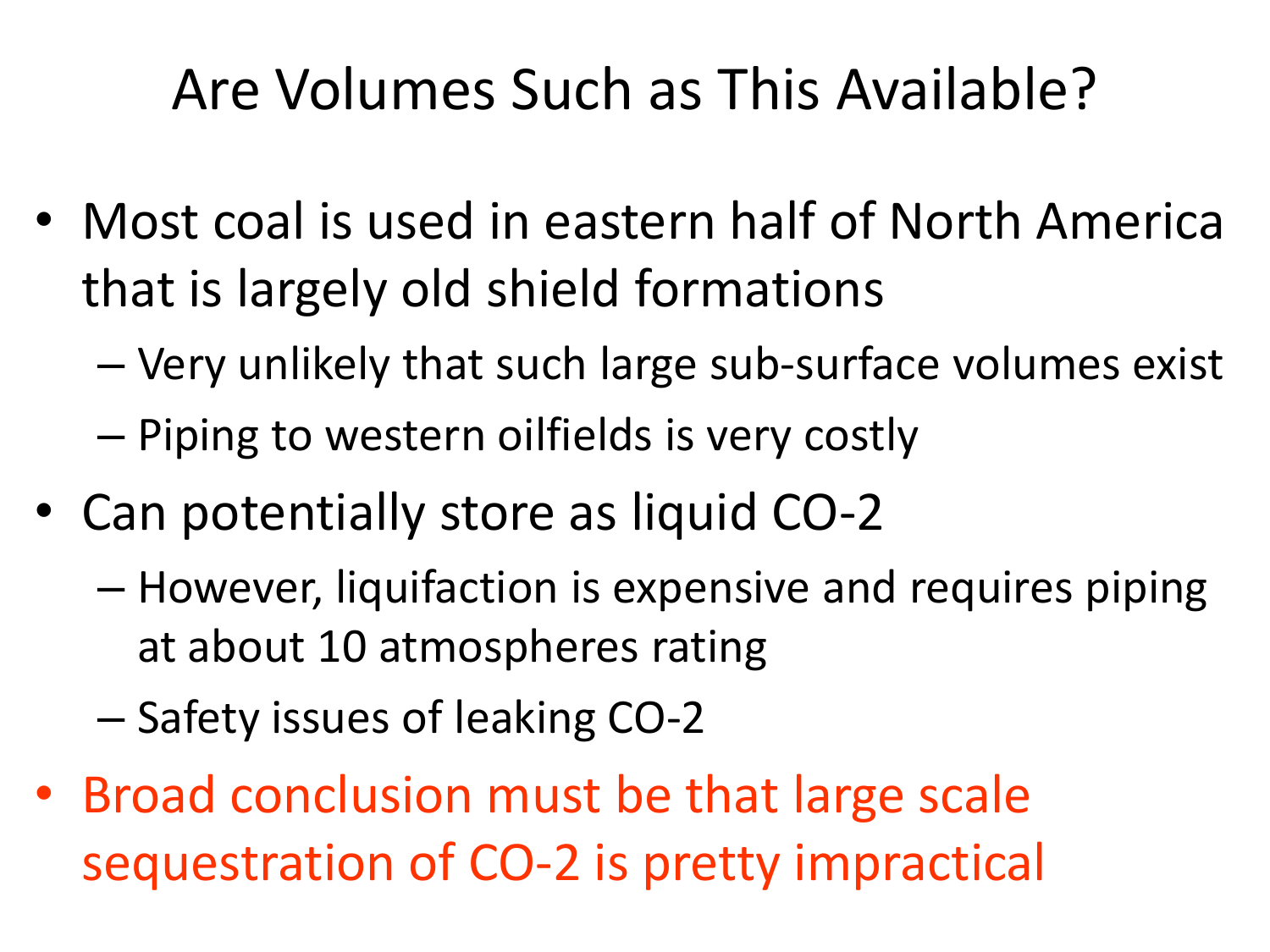# Are Volumes Such as This Available?

- Most coal is used in eastern half of North America that is largely old shield formations
  - Very unlikely that such large sub-surface volumes exist
  - Piping to western oilfields is very costly
- Can potentially store as liquid CO-2
  - However, liquifaction is expensive and requires piping at about 10 atmospheres rating
  - Safety issues of leaking CO-2
- Broad conclusion must be that large scale sequestration of CO-2 is pretty impractical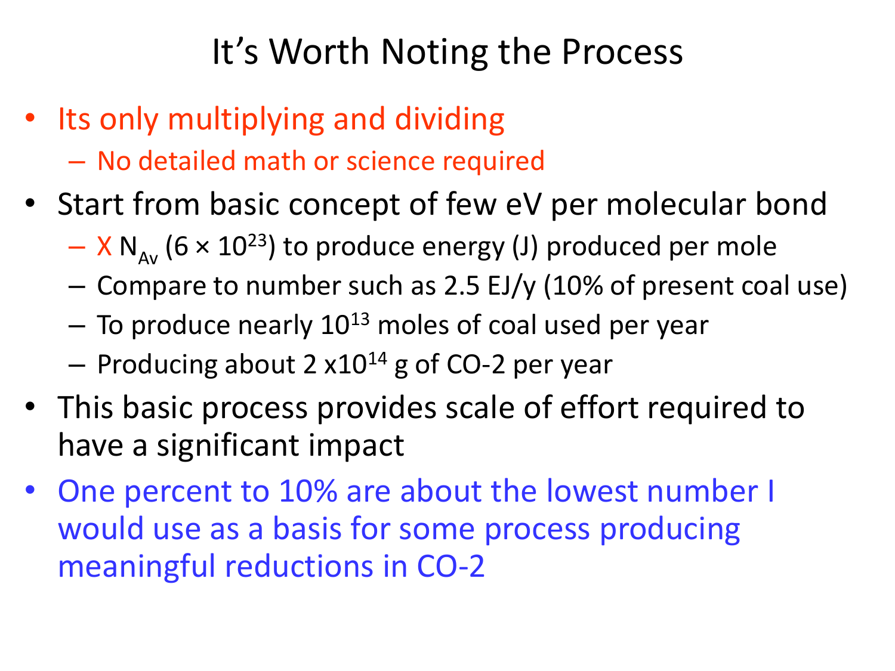# It's Worth Noting the Process

- Its only multiplying and dividing
  - No detailed math or science required
- Start from basic concept of few eV per molecular bond
  - X $N_{Av}$ ($6 \times 10^{23}$) to produce energy (J) produced per mole
  - Compare to number such as 2.5 EJ/y (10% of present coal use)
  - To produce nearly $10^{13}$ moles of coal used per year
  - Producing about $2 \times 10^{14}$ g of CO-2 per year
- This basic process provides scale of effort required to have a significant impact
- One percent to 10% are about the lowest number I would use as a basis for some process producing meaningful reductions in CO-2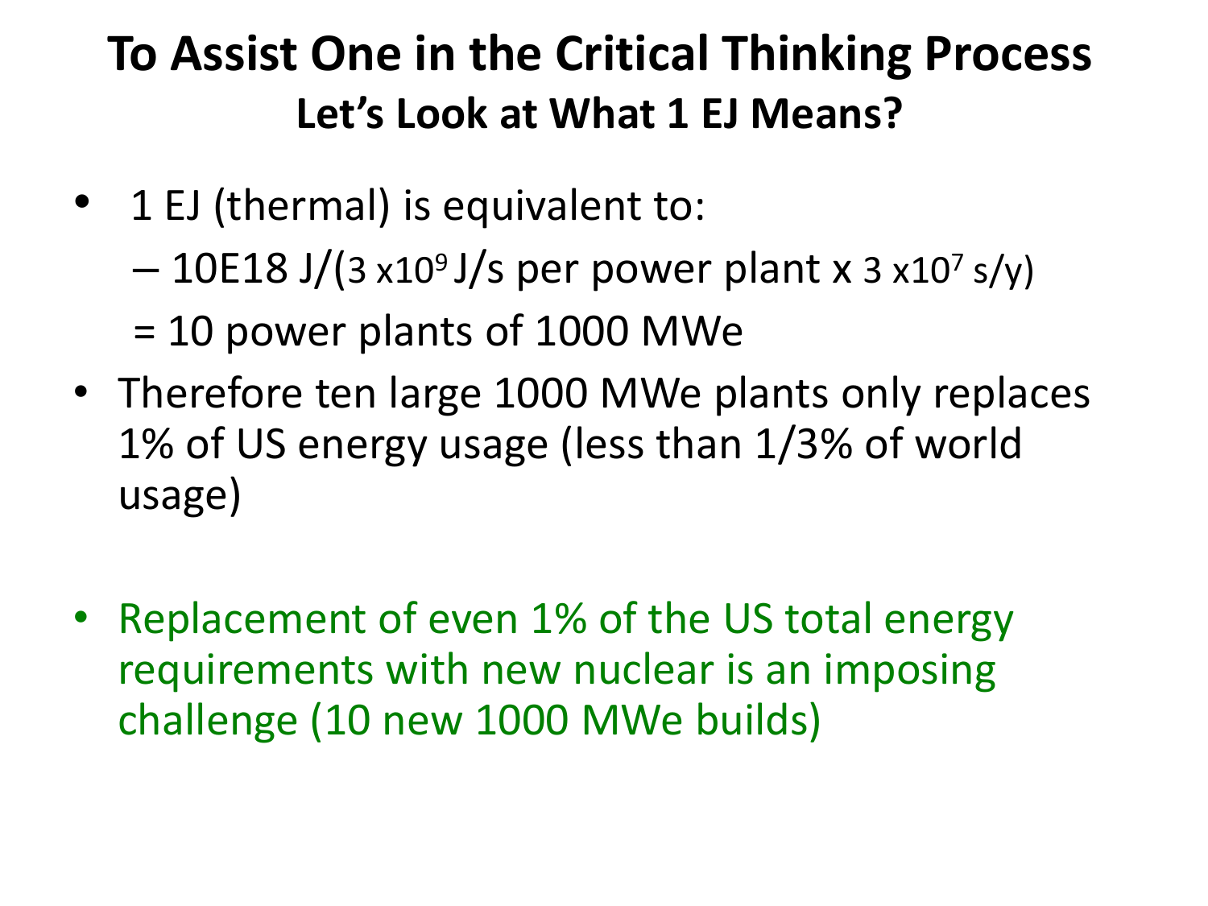# To Assist One in the Critical Thinking Process

## Let's Look at What 1 EJ Means?

- 1 EJ (thermal) is equivalent to:
  - 10E18 J/($3 \times 10^9$ J/s per power plant x $3 \times 10^7$ s/y)

  = 10 power plants of 1000 MWe
- Therefore ten large 1000 MWe plants only replaces 1% of US energy usage (less than 1/3% of world usage)

- Replacement of even 1% of the US total energy requirements with new nuclear is an imposing challenge (10 new 1000 MWe builds)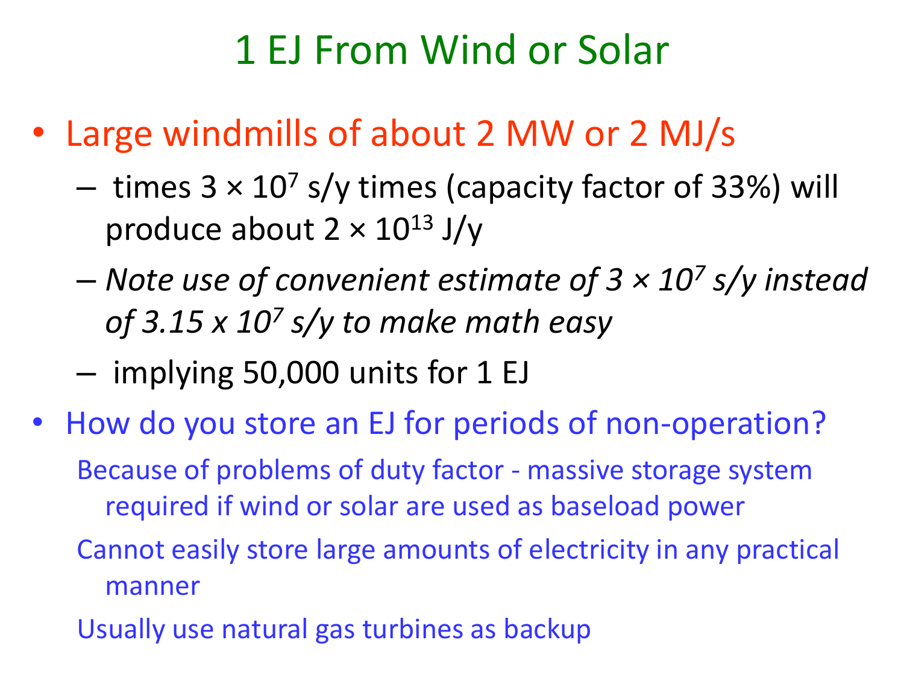# 1 EJ From Wind or Solar

- Large windmills of about 2 MW or 2 MJ/s
  - times $3 \times 10^7$ s/y times (capacity factor of 33%) will produce about $2 \times 10^{13}$ J/y
  - *Note use of convenient estimate of $3 \times 10^7$ s/y instead of $3.15 \times 10^7$ s/y to make math easy*
  - implying 50,000 units for 1 EJ
- How do you store an EJ for periods of non-operation?

  Because of problems of duty factor - massive storage system required if wind or solar are used as baseload power

  Cannot easily store large amounts of electricity in any practical manner

  Usually use natural gas turbines as backup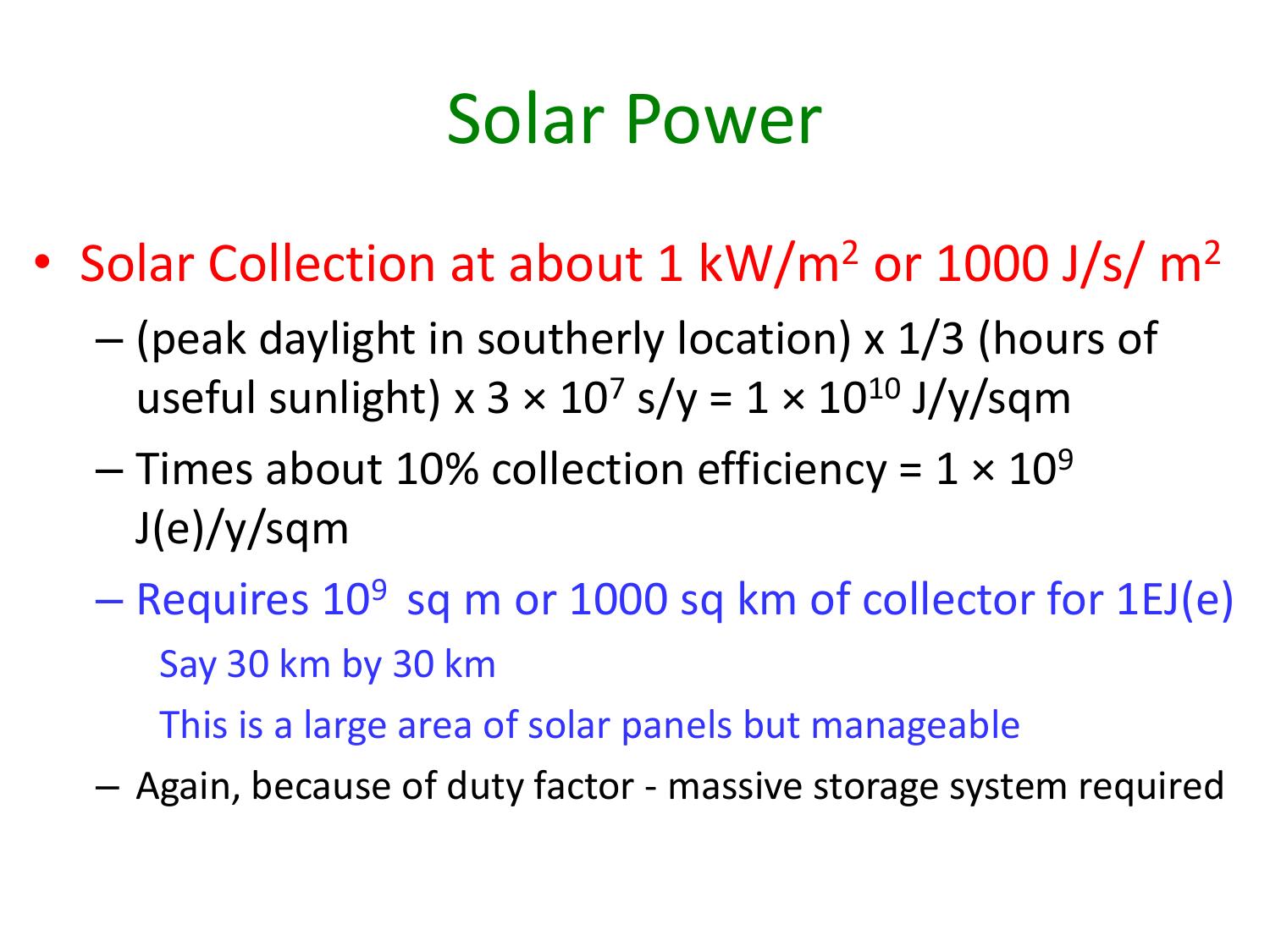# Solar Power

- Solar Collection at about 1 $kW/m^2$ or 1000 $J/s/m^2$
  - (peak daylight in southerly location) x 1/3 (hours of useful sunlight) x $3 \times 10^7$ s/y = $1 \times 10^{10}$ J/y/sqm
  - Times about 10% collection efficiency = $1 \times 10^9$ J(e)/y/sqm
  - Requires $10^9$ sq m or 1000 sq km of collector for 1EJ(e)

    Say 30 km by 30 km

    This is a large area of solar panels but manageable
  - Again, because of duty factor - massive storage system required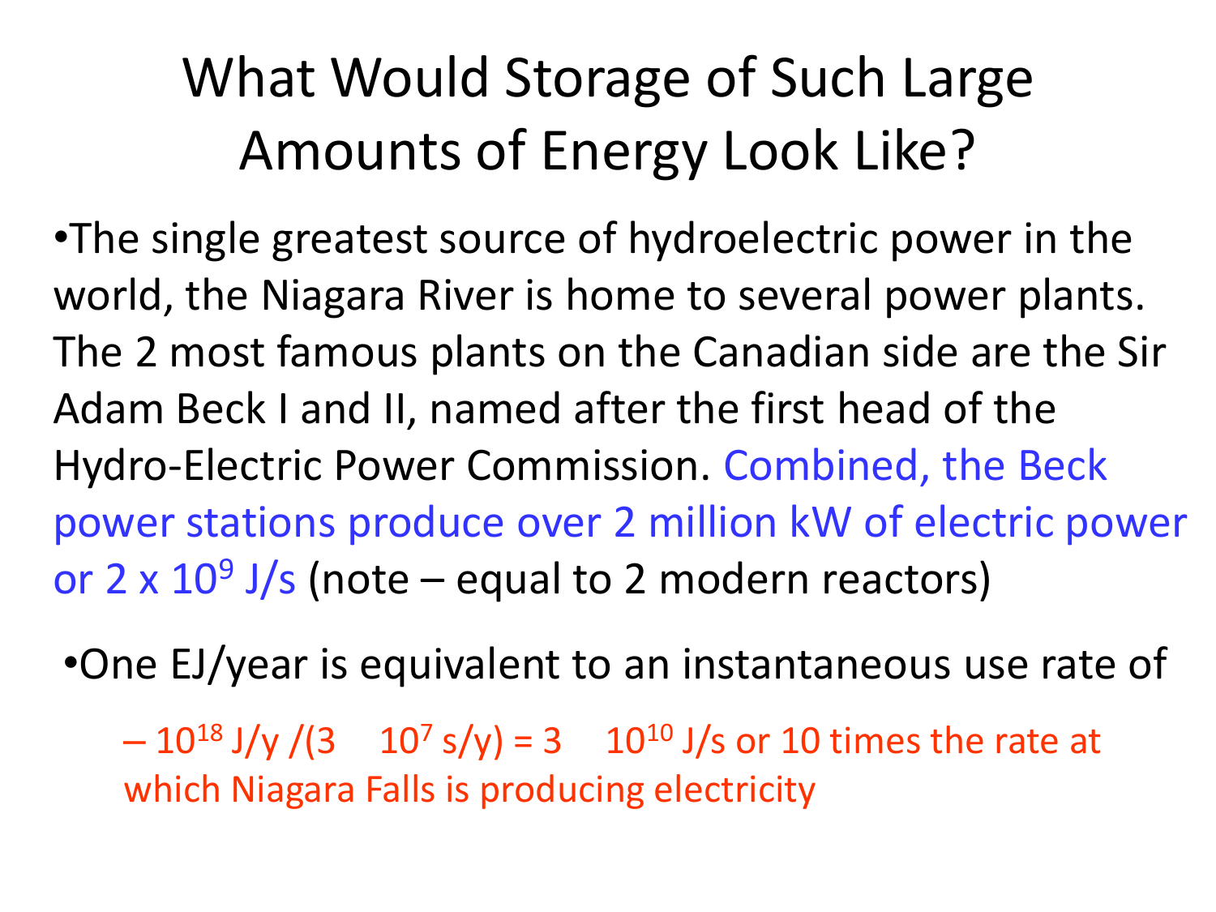# What Would Storage of Such Large Amounts of Energy Look Like?

- The single greatest source of hydroelectric power in the world, the Niagara River is home to several power plants. The 2 most famous plants on the Canadian side are the Sir Adam Beck I and II, named after the first head of the Hydro-Electric Power Commission. Combined, the Beck power stations produce over 2 million kW of electric power or $2 \times 10^9$ J/s (note – equal to 2 modern reactors)

- One EJ/year is equivalent to an instantaneous use rate of
  - $10^{18}$ J/y /(3 $10^7$ s/y) = 3 $10^{10}$ J/s or 10 times the rate at which Niagara Falls is producing electricity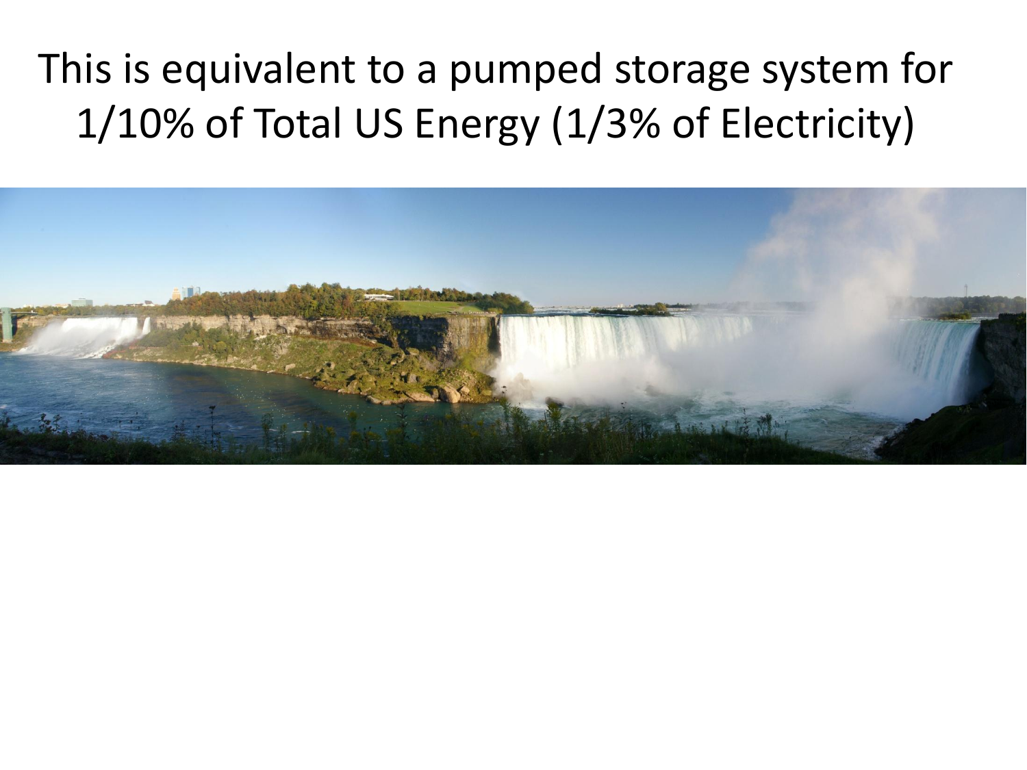This is equivalent to a pumped storage system for 1/10% of Total US Energy (1/3% of Electricity)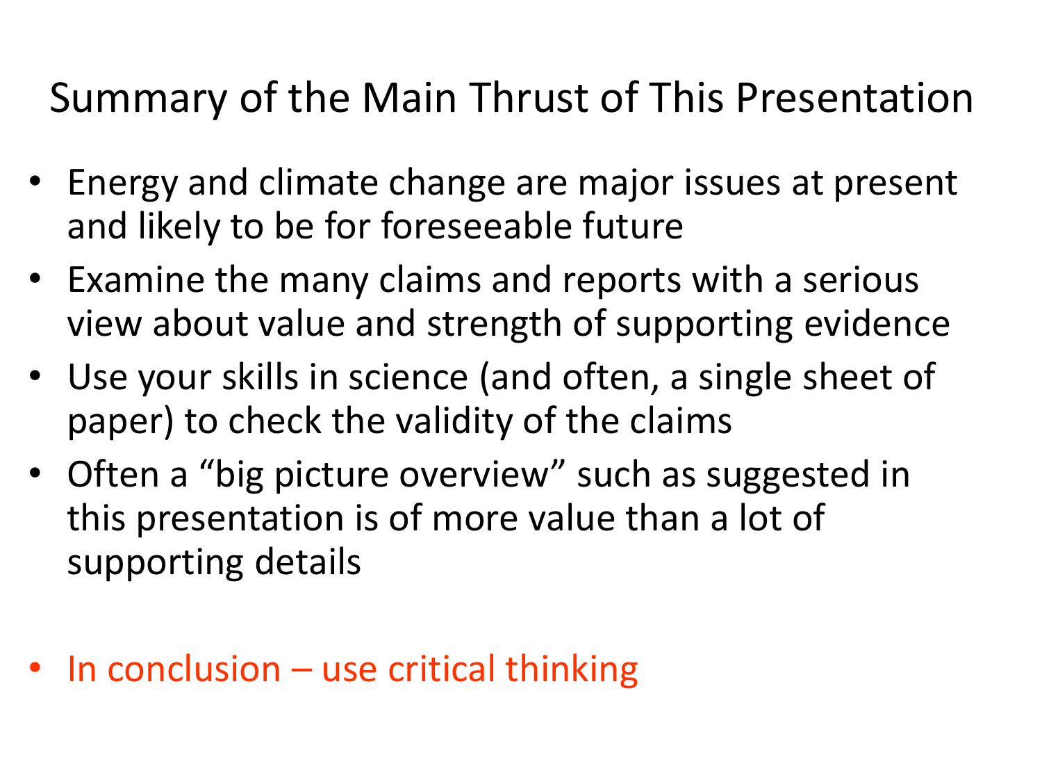# Summary of the Main Thrust of This Presentation

- Energy and climate change are major issues at present and likely to be for foreseeable future
- Examine the many claims and reports with a serious view about value and strength of supporting evidence
- Use your skills in science (and often, a single sheet of paper) to check the validity of the claims
- Often a “big picture overview” such as suggested in this presentation is of more value than a lot of supporting details

- In conclusion – use critical thinking